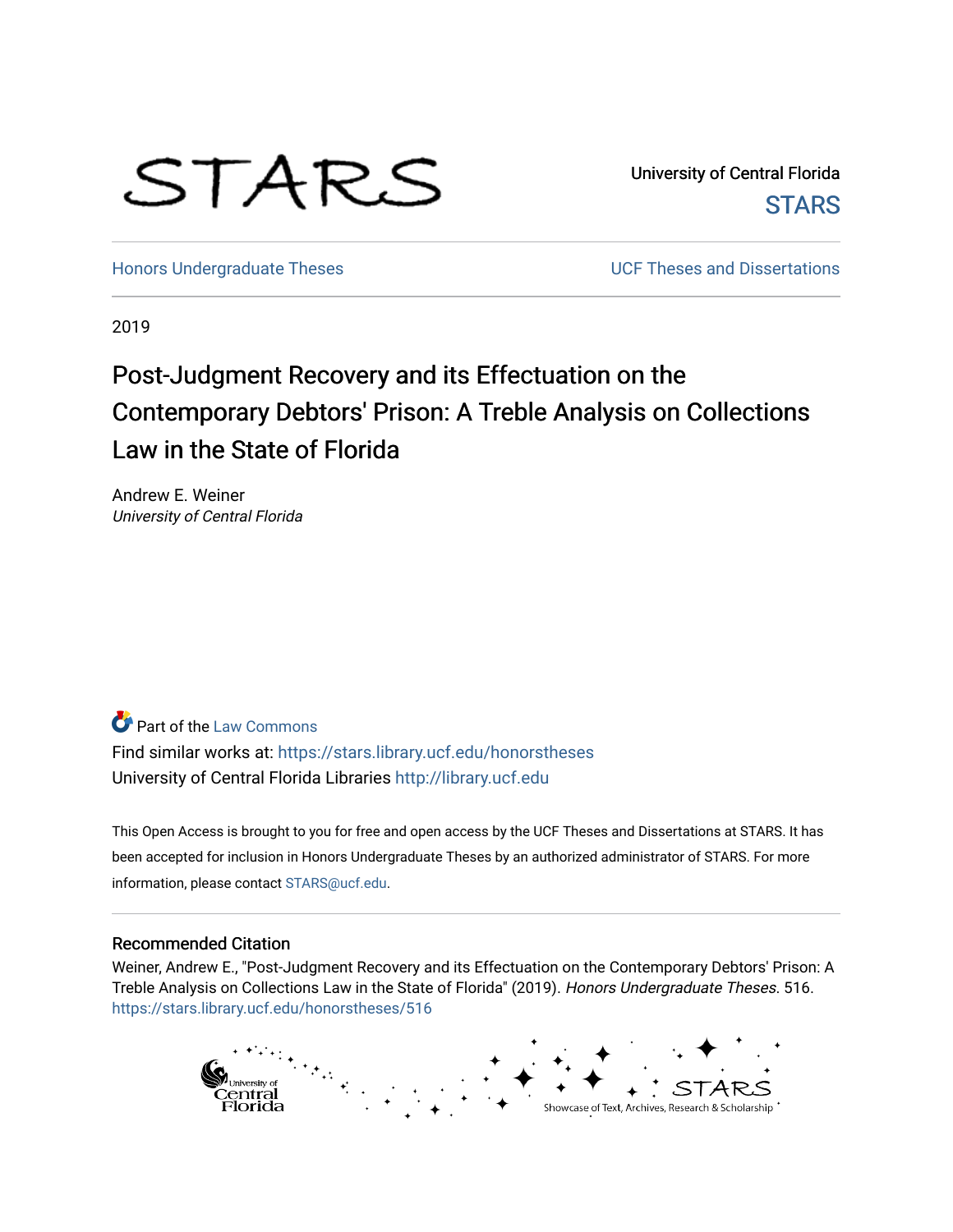University of Central Florida

STARS

Honors Undergraduate Theses

UCF Theses and Dissertations

2019

# Post-Judgment Recovery and its Effectuation on the Contemporary Debtors' Prison: A Treble Analysis on Collections Law in the State of Florida

Andrew E. Weiner

*University of Central Florida*

Part of the Law Commons

Find similar works at: https://stars.library.ucf.edu/honorstheses

University of Central Florida Libraries http://library.ucf.edu

This Open Access is brought to you for free and open access by the UCF Theses and Dissertations at STARS. It has been accepted for inclusion in Honors Undergraduate Theses by an authorized administrator of STARS. For more information, please contact STARS@ucf.edu.

## Recommended Citation

Weiner, Andrew E., "Post-Judgment Recovery and its Effectuation on the Contemporary Debtors' Prison: A Treble Analysis on Collections Law in the State of Florida" (2019). *Honors Undergraduate Theses*. 516. https://stars.library.ucf.edu/honorstheses/516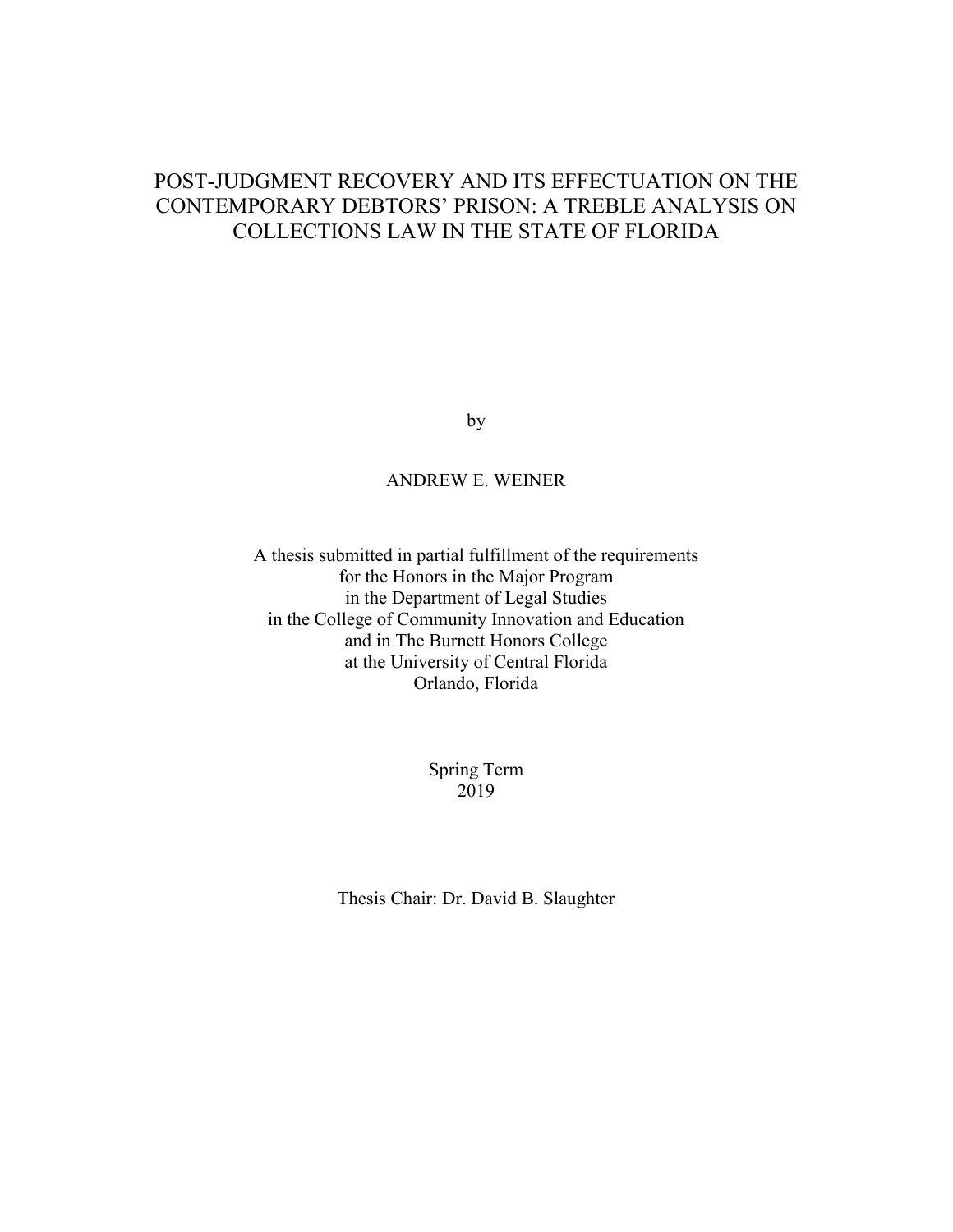# POST-JUDGMENT RECOVERY AND ITS EFFECTUATION ON THE CONTEMPORARY DEBTORS' PRISON: A TREBLE ANALYSIS ON COLLECTIONS LAW IN THE STATE OF FLORIDA

by

ANDREW E. WEINER

A thesis submitted in partial fulfillment of the requirements
for the Honors in the Major Program
in the Department of Legal Studies
in the College of Community Innovation and Education
and in The Burnett Honors College
at the University of Central Florida
Orlando, Florida

Spring Term
2019

Thesis Chair: Dr. David B. Slaughter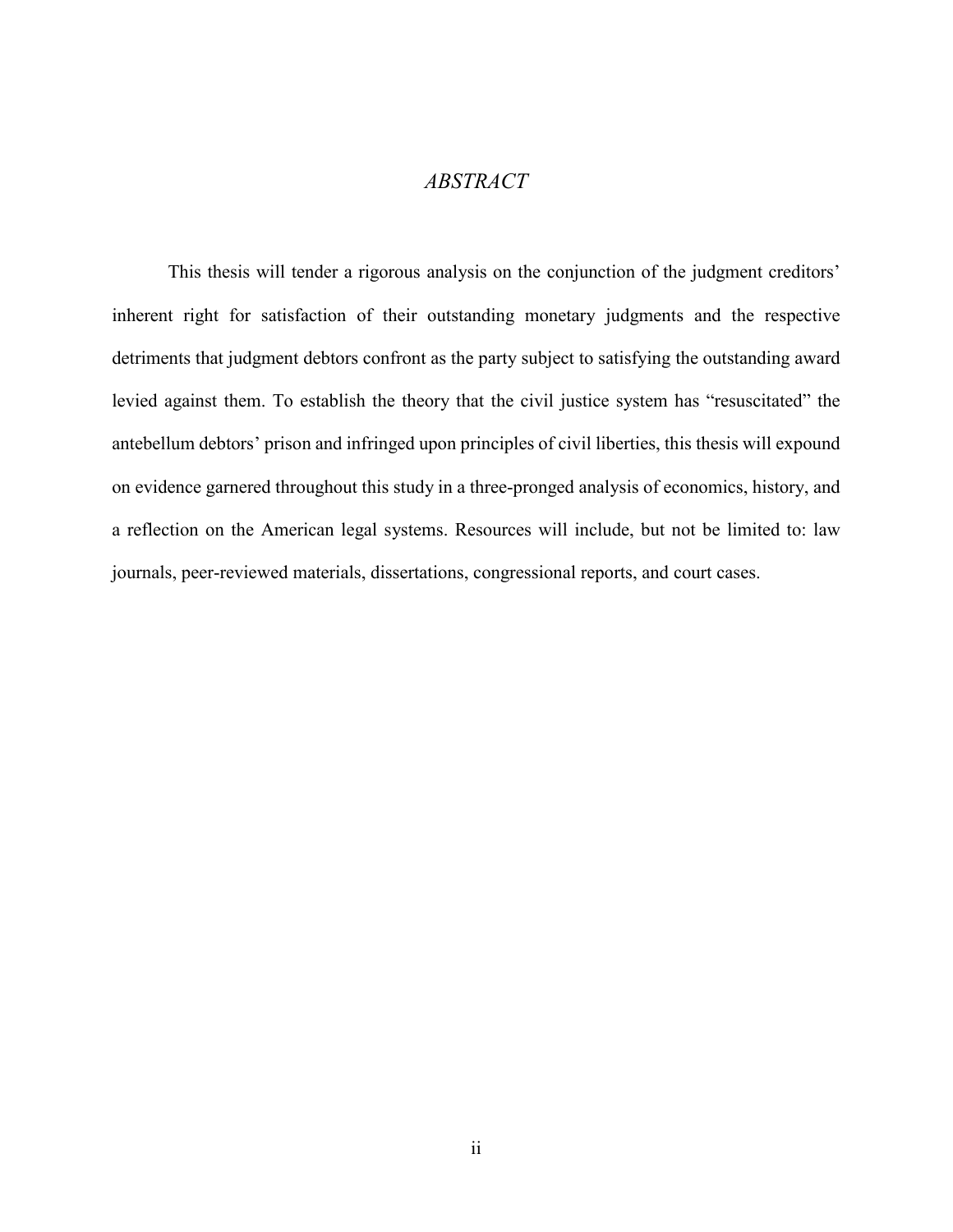# *ABSTRACT*

This thesis will tender a rigorous analysis on the conjunction of the judgment creditors' inherent right for satisfaction of their outstanding monetary judgments and the respective detriments that judgment debtors confront as the party subject to satisfying the outstanding award levied against them. To establish the theory that the civil justice system has "resuscitated" the antebellum debtors' prison and infringed upon principles of civil liberties, this thesis will expound on evidence garnered throughout this study in a three-pronged analysis of economics, history, and a reflection on the American legal systems. Resources will include, but not be limited to: law journals, peer-reviewed materials, dissertations, congressional reports, and court cases.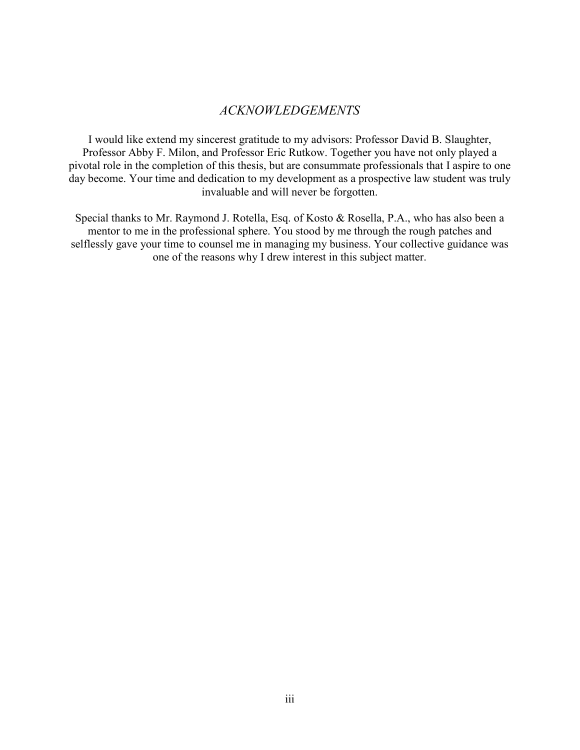# *ACKNOWLEDGEMENTS*

I would like extend my sincerest gratitude to my advisors: Professor David B. Slaughter, Professor Abby F. Milon, and Professor Eric Rutkow. Together you have not only played a pivotal role in the completion of this thesis, but are consummate professionals that I aspire to one day become. Your time and dedication to my development as a prospective law student was truly invaluable and will never be forgotten.

Special thanks to Mr. Raymond J. Rotella, Esq. of Kosto & Rosella, P.A., who has also been a mentor to me in the professional sphere. You stood by me through the rough patches and selflessly gave your time to counsel me in managing my business. Your collective guidance was one of the reasons why I drew interest in this subject matter.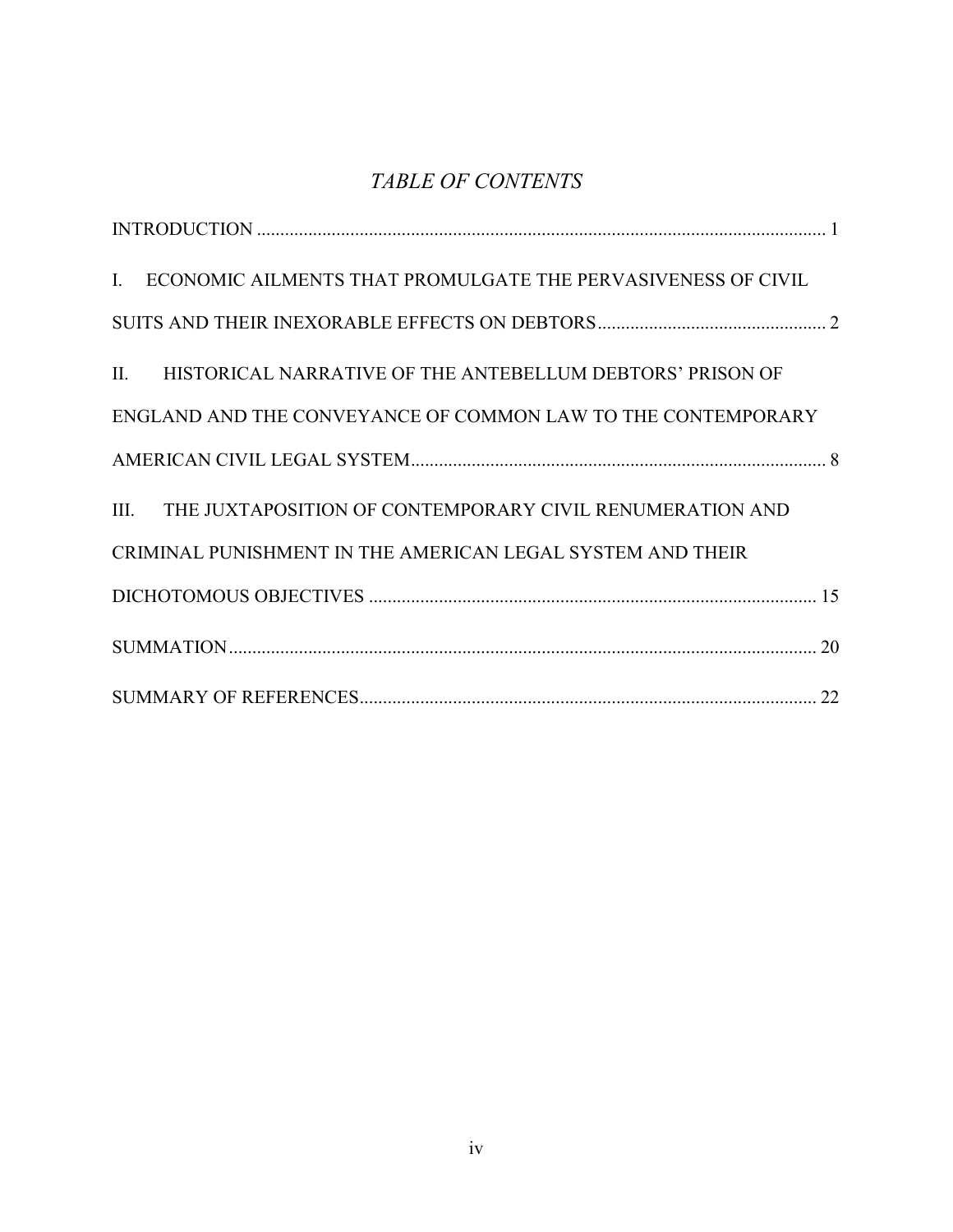# *TABLE OF CONTENTS*

INTRODUCTION ........................................................................................................................ 1

I. ECONOMIC AILMENTS THAT PROMULGATE THE PERVASIVENESS OF CIVIL SUITS AND THEIR INEXORABLE EFFECTS ON DEBTORS ................................................ 2

II. HISTORICAL NARRATIVE OF THE ANTEBELLUM DEBTORS' PRISON OF ENGLAND AND THE CONVEYANCE OF COMMON LAW TO THE CONTEMPORARY AMERICAN CIVIL LEGAL SYSTEM ......................................................................................... 8

III. THE JUXTAPOSITION OF CONTEMPORARY CIVIL RENUMERATION AND CRIMINAL PUNISHMENT IN THE AMERICAN LEGAL SYSTEM AND THEIR DICHOTOMOUS OBJECTIVES ................................................................................................ 15

SUMMATION.............................................................................................................................. 20

SUMMARY OF REFERENCES.................................................................................................. 22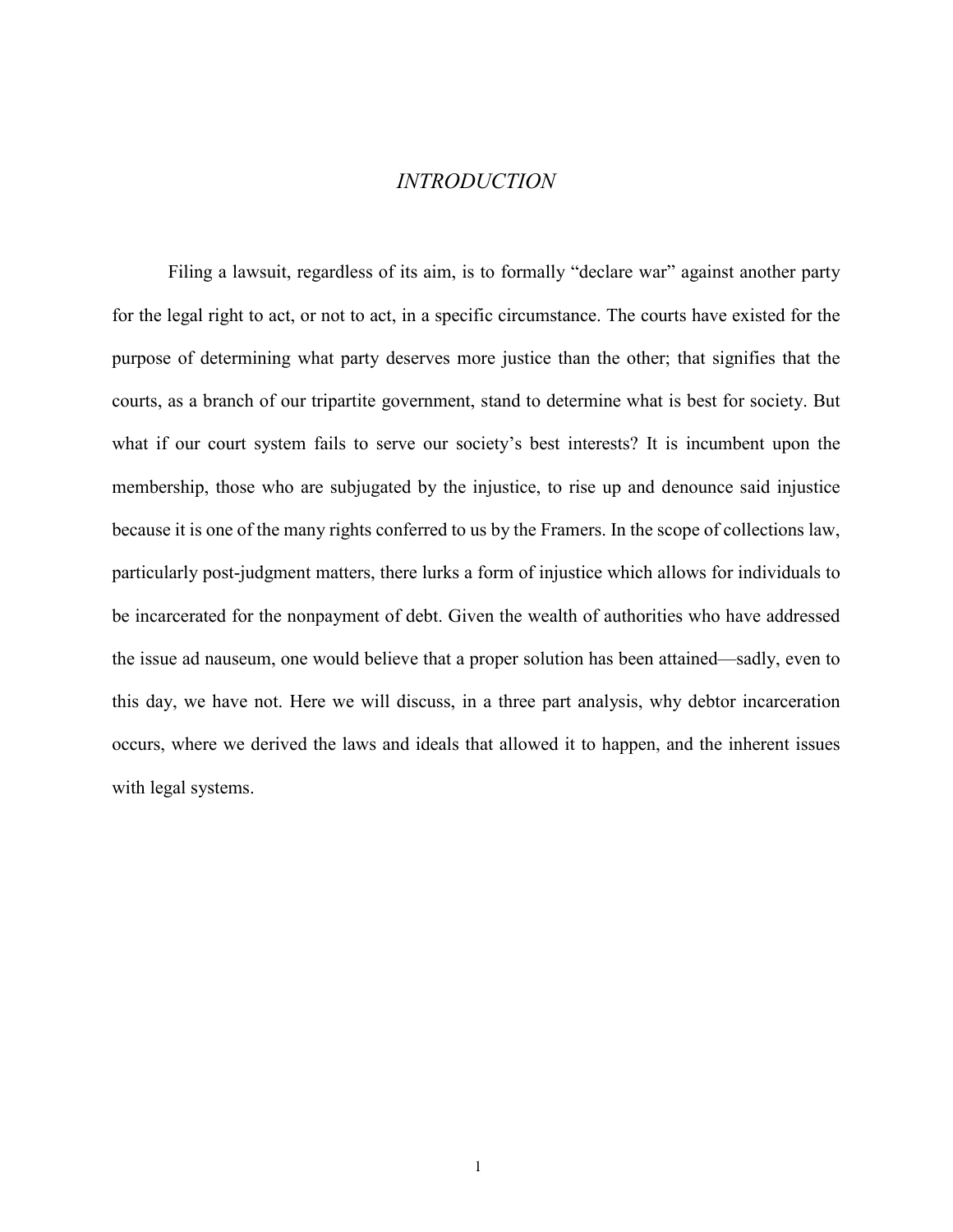# *INTRODUCTION*

Filing a lawsuit, regardless of its aim, is to formally "declare war" against another party for the legal right to act, or not to act, in a specific circumstance. The courts have existed for the purpose of determining what party deserves more justice than the other; that signifies that the courts, as a branch of our tripartite government, stand to determine what is best for society. But what if our court system fails to serve our society's best interests? It is incumbent upon the membership, those who are subjugated by the injustice, to rise up and denounce said injustice because it is one of the many rights conferred to us by the Framers. In the scope of collections law, particularly post-judgment matters, there lurks a form of injustice which allows for individuals to be incarcerated for the nonpayment of debt. Given the wealth of authorities who have addressed the issue ad nauseum, one would believe that a proper solution has been attained—sadly, even to this day, we have not. Here we will discuss, in a three part analysis, why debtor incarceration occurs, where we derived the laws and ideals that allowed it to happen, and the inherent issues with legal systems.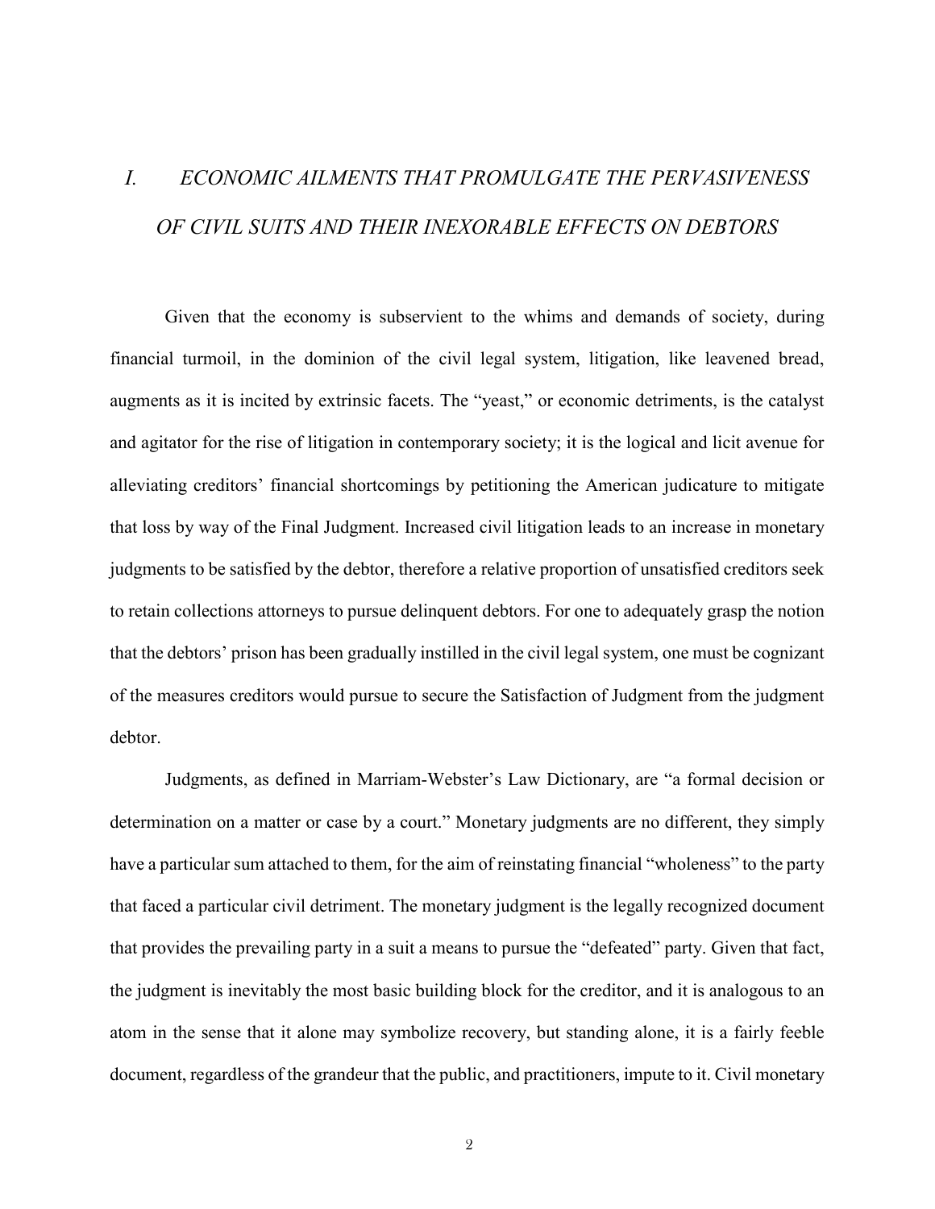## *I. ECONOMIC AILMENTS THAT PROMULGATE THE PERVASIVENESS OF CIVIL SUITS AND THEIR INEXORABLE EFFECTS ON DEBTORS*

Given that the economy is subservient to the whims and demands of society, during financial turmoil, in the dominion of the civil legal system, litigation, like leavened bread, augments as it is incited by extrinsic facets. The "yeast," or economic detriments, is the catalyst and agitator for the rise of litigation in contemporary society; it is the logical and licit avenue for alleviating creditors' financial shortcomings by petitioning the American judicature to mitigate that loss by way of the Final Judgment. Increased civil litigation leads to an increase in monetary judgments to be satisfied by the debtor, therefore a relative proportion of unsatisfied creditors seek to retain collections attorneys to pursue delinquent debtors. For one to adequately grasp the notion that the debtors' prison has been gradually instilled in the civil legal system, one must be cognizant of the measures creditors would pursue to secure the Satisfaction of Judgment from the judgment debtor.

Judgments, as defined in Marriam-Webster's Law Dictionary, are "a formal decision or determination on a matter or case by a court." Monetary judgments are no different, they simply have a particular sum attached to them, for the aim of reinstating financial "wholeness" to the party that faced a particular civil detriment. The monetary judgment is the legally recognized document that provides the prevailing party in a suit a means to pursue the "defeated" party. Given that fact, the judgment is inevitably the most basic building block for the creditor, and it is analogous to an atom in the sense that it alone may symbolize recovery, but standing alone, it is a fairly feeble document, regardless of the grandeur that the public, and practitioners, impute to it. Civil monetary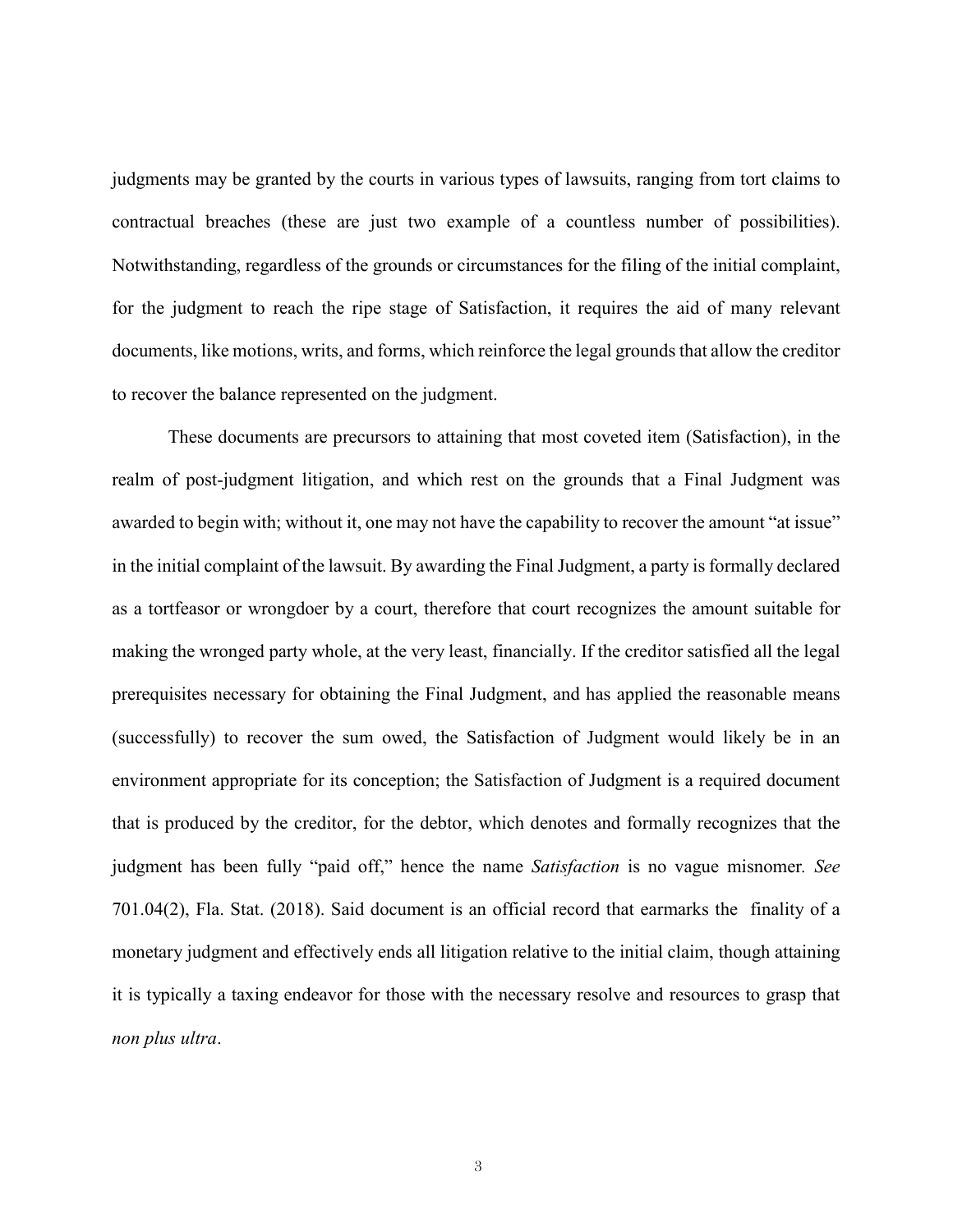judgments may be granted by the courts in various types of lawsuits, ranging from tort claims to contractual breaches (these are just two example of a countless number of possibilities). Notwithstanding, regardless of the grounds or circumstances for the filing of the initial complaint, for the judgment to reach the ripe stage of Satisfaction, it requires the aid of many relevant documents, like motions, writs, and forms, which reinforce the legal grounds that allow the creditor to recover the balance represented on the judgment.

These documents are precursors to attaining that most coveted item (Satisfaction), in the realm of post-judgment litigation, and which rest on the grounds that a Final Judgment was awarded to begin with; without it, one may not have the capability to recover the amount "at issue" in the initial complaint of the lawsuit. By awarding the Final Judgment, a party is formally declared as a tortfeasor or wrongdoer by a court, therefore that court recognizes the amount suitable for making the wronged party whole, at the very least, financially. If the creditor satisfied all the legal prerequisites necessary for obtaining the Final Judgment, and has applied the reasonable means (successfully) to recover the sum owed, the Satisfaction of Judgment would likely be in an environment appropriate for its conception; the Satisfaction of Judgment is a required document that is produced by the creditor, for the debtor, which denotes and formally recognizes that the judgment has been fully "paid off," hence the name *Satisfaction* is no vague misnomer. *See* 701.04(2), Fla. Stat. (2018). Said document is an official record that earmarks the finality of a monetary judgment and effectively ends all litigation relative to the initial claim, though attaining it is typically a taxing endeavor for those with the necessary resolve and resources to grasp that *non plus ultra*.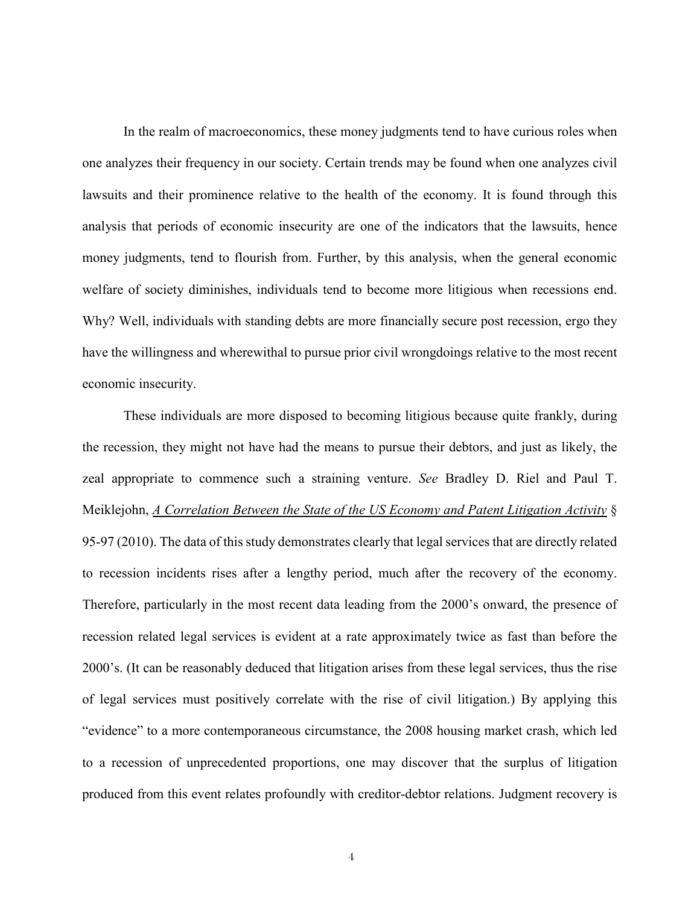In the realm of macroeconomics, these money judgments tend to have curious roles when one analyzes their frequency in our society. Certain trends may be found when one analyzes civil lawsuits and their prominence relative to the health of the economy. It is found through this analysis that periods of economic insecurity are one of the indicators that the lawsuits, hence money judgments, tend to flourish from. Further, by this analysis, when the general economic welfare of society diminishes, individuals tend to become more litigious when recessions end. Why? Well, individuals with standing debts are more financially secure post recession, ergo they have the willingness and wherewithal to pursue prior civil wrongdoings relative to the most recent economic insecurity.

These individuals are more disposed to becoming litigious because quite frankly, during the recession, they might not have had the means to pursue their debtors, and just as likely, the zeal appropriate to commence such a straining venture. *See* Bradley D. Riel and Paul T. Meiklejohn, A Correlation Between the State of the US Economy and Patent Litigation Activity § 95-97 (2010). The data of this study demonstrates clearly that legal services that are directly related to recession incidents rises after a lengthy period, much after the recovery of the economy. Therefore, particularly in the most recent data leading from the 2000's onward, the presence of recession related legal services is evident at a rate approximately twice as fast than before the 2000's. (It can be reasonably deduced that litigation arises from these legal services, thus the rise of legal services must positively correlate with the rise of civil litigation.) By applying this "evidence" to a more contemporaneous circumstance, the 2008 housing market crash, which led to a recession of unprecedented proportions, one may discover that the surplus of litigation produced from this event relates profoundly with creditor-debtor relations. Judgment recovery is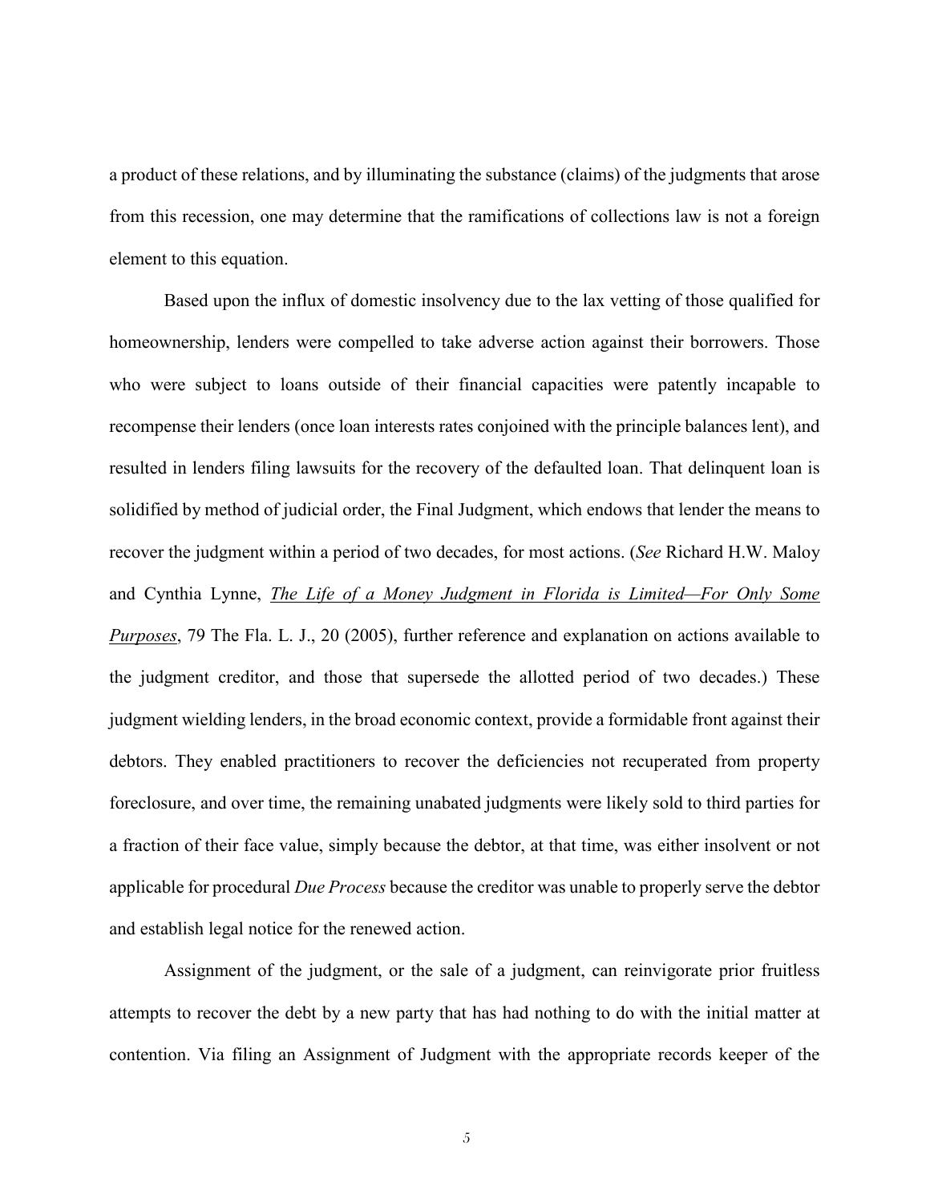a product of these relations, and by illuminating the substance (claims) of the judgments that arose from this recession, one may determine that the ramifications of collections law is not a foreign element to this equation.

Based upon the influx of domestic insolvency due to the lax vetting of those qualified for homeownership, lenders were compelled to take adverse action against their borrowers. Those who were subject to loans outside of their financial capacities were patently incapable to recompense their lenders (once loan interests rates conjoined with the principle balances lent), and resulted in lenders filing lawsuits for the recovery of the defaulted loan. That delinquent loan is solidified by method of judicial order, the Final Judgment, which endows that lender the means to recover the judgment within a period of two decades, for most actions. (*See* Richard H.W. Maloy and Cynthia Lynne, *The Life of a Money Judgment in Florida is Limited—For Only Some Purposes*, 79 The Fla. L. J., 20 (2005), further reference and explanation on actions available to the judgment creditor, and those that supersede the allotted period of two decades.) These judgment wielding lenders, in the broad economic context, provide a formidable front against their debtors. They enabled practitioners to recover the deficiencies not recuperated from property foreclosure, and over time, the remaining unabated judgments were likely sold to third parties for a fraction of their face value, simply because the debtor, at that time, was either insolvent or not applicable for procedural *Due Process* because the creditor was unable to properly serve the debtor and establish legal notice for the renewed action.

Assignment of the judgment, or the sale of a judgment, can reinvigorate prior fruitless attempts to recover the debt by a new party that has had nothing to do with the initial matter at contention. Via filing an Assignment of Judgment with the appropriate records keeper of the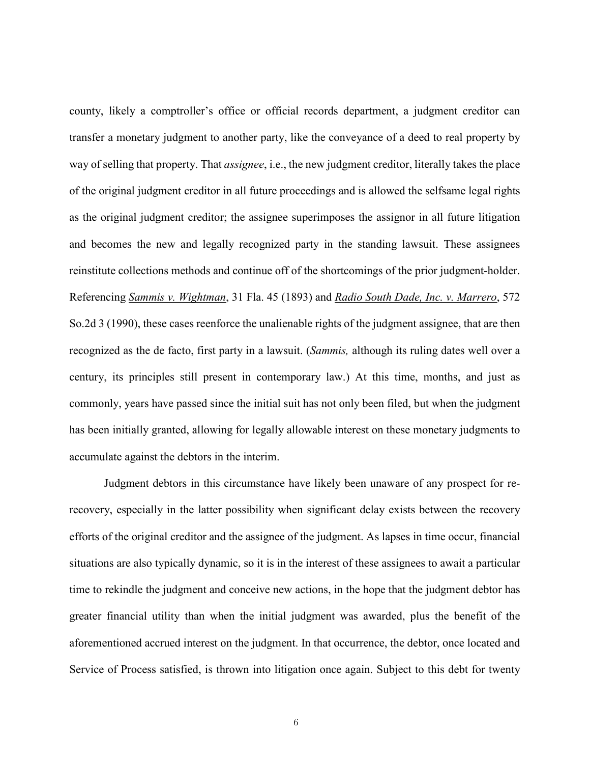county, likely a comptroller's office or official records department, a judgment creditor can transfer a monetary judgment to another party, like the conveyance of a deed to real property by way of selling that property. That *assignee*, i.e., the new judgment creditor, literally takes the place of the original judgment creditor in all future proceedings and is allowed the selfsame legal rights as the original judgment creditor; the assignee superimposes the assignor in all future litigation and becomes the new and legally recognized party in the standing lawsuit. These assignees reinstitute collections methods and continue off of the shortcomings of the prior judgment-holder. Referencing *Sammis v. Wightman*, 31 Fla. 45 (1893) and *Radio South Dade, Inc. v. Marrero*, 572 So.2d 3 (1990), these cases reenforce the unalienable rights of the judgment assignee, that are then recognized as the de facto, first party in a lawsuit. (*Sammis,* although its ruling dates well over a century, its principles still present in contemporary law.) At this time, months, and just as commonly, years have passed since the initial suit has not only been filed, but when the judgment has been initially granted, allowing for legally allowable interest on these monetary judgments to accumulate against the debtors in the interim.

Judgment debtors in this circumstance have likely been unaware of any prospect for re-recovery, especially in the latter possibility when significant delay exists between the recovery efforts of the original creditor and the assignee of the judgment. As lapses in time occur, financial situations are also typically dynamic, so it is in the interest of these assignees to await a particular time to rekindle the judgment and conceive new actions, in the hope that the judgment debtor has greater financial utility than when the initial judgment was awarded, plus the benefit of the aforementioned accrued interest on the judgment. In that occurrence, the debtor, once located and Service of Process satisfied, is thrown into litigation once again. Subject to this debt for twenty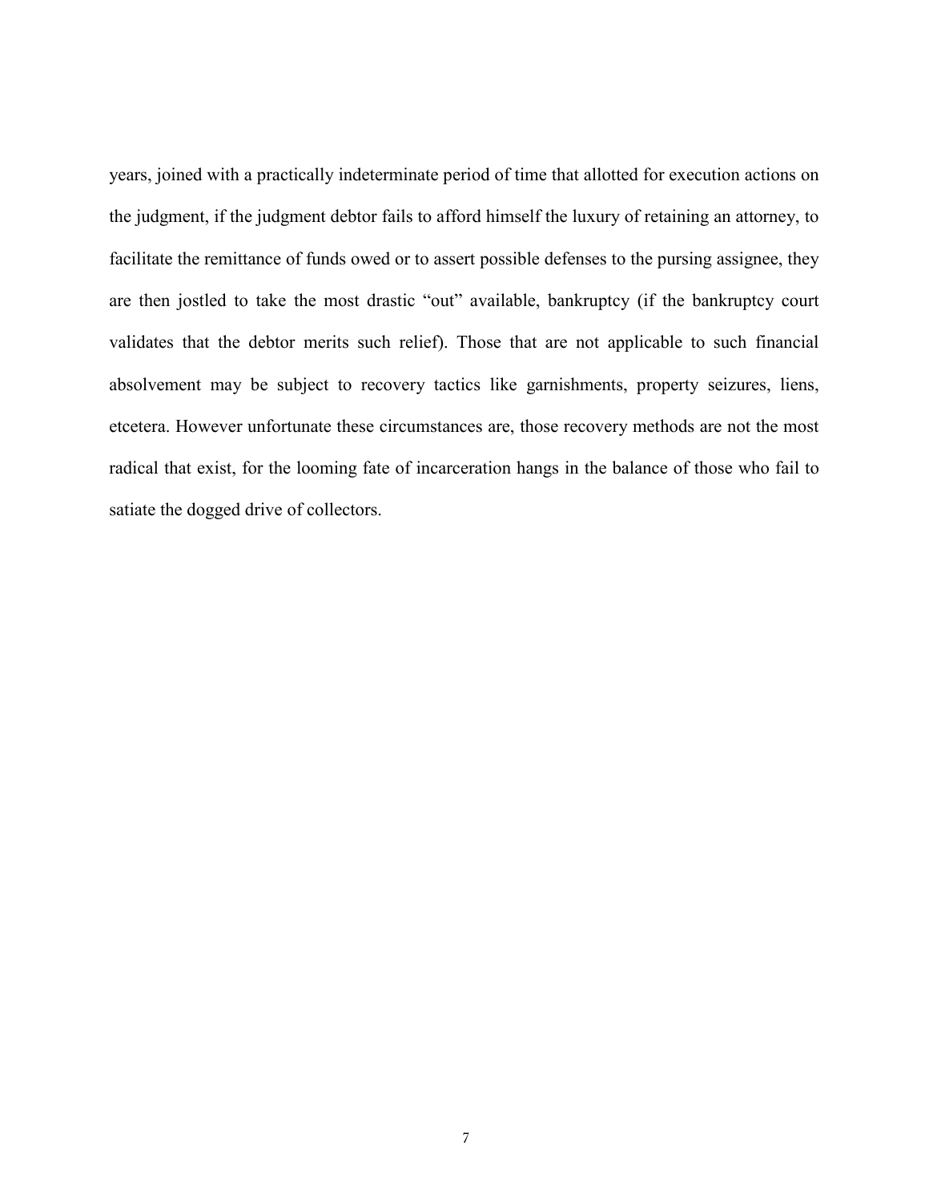years, joined with a practically indeterminate period of time that allotted for execution actions on the judgment, if the judgment debtor fails to afford himself the luxury of retaining an attorney, to facilitate the remittance of funds owed or to assert possible defenses to the pursing assignee, they are then jostled to take the most drastic "out" available, bankruptcy (if the bankruptcy court validates that the debtor merits such relief). Those that are not applicable to such financial absolvement may be subject to recovery tactics like garnishments, property seizures, liens, etcetera. However unfortunate these circumstances are, those recovery methods are not the most radical that exist, for the looming fate of incarceration hangs in the balance of those who fail to satiate the dogged drive of collectors.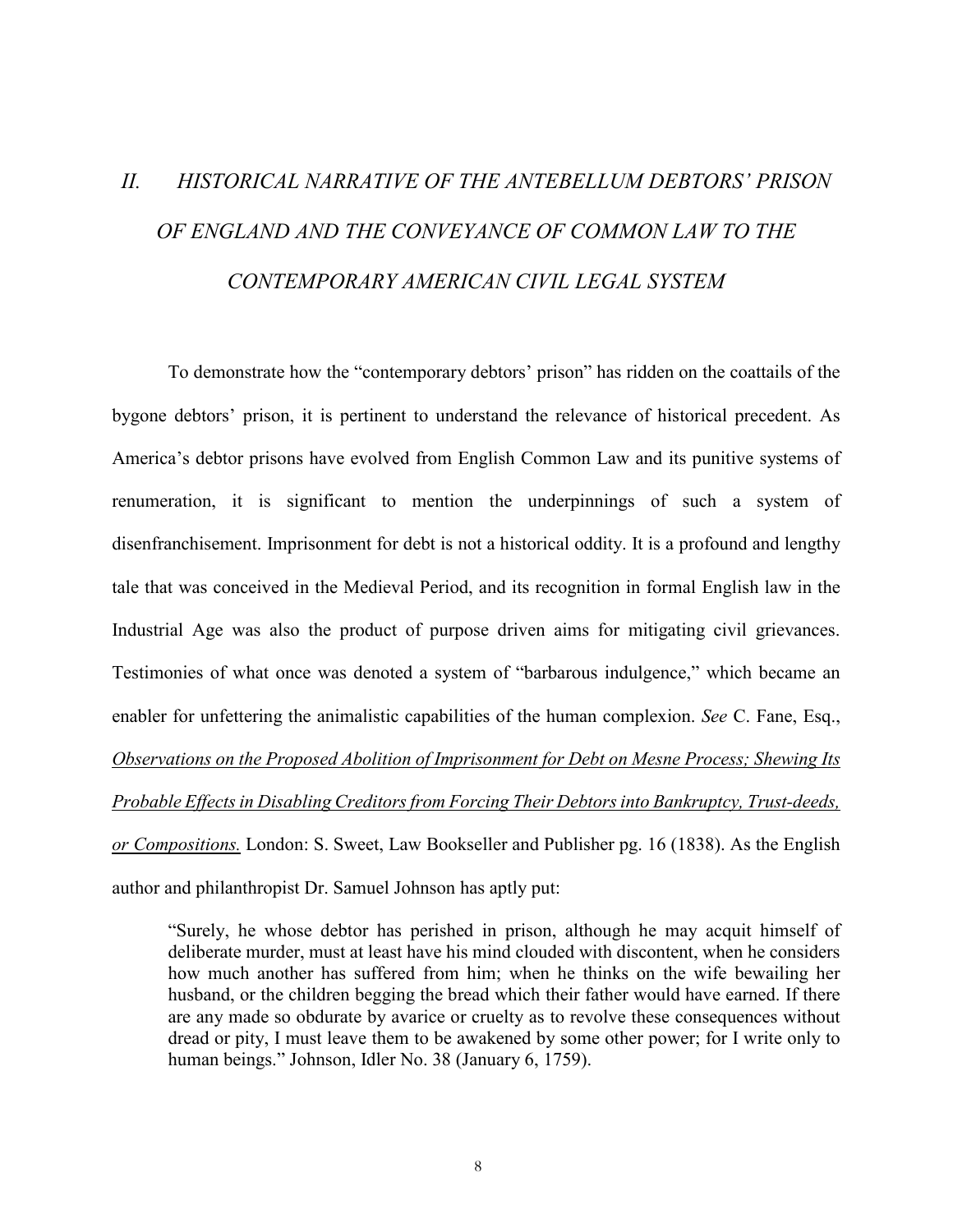## *II. HISTORICAL NARRATIVE OF THE ANTEBELLUM DEBTORS' PRISON OF ENGLAND AND THE CONVEYANCE OF COMMON LAW TO THE CONTEMPORARY AMERICAN CIVIL LEGAL SYSTEM*

To demonstrate how the "contemporary debtors' prison" has ridden on the coattails of the bygone debtors' prison, it is pertinent to understand the relevance of historical precedent. As America's debtor prisons have evolved from English Common Law and its punitive systems of renumeration, it is significant to mention the underpinnings of such a system of disenfranchisement. Imprisonment for debt is not a historical oddity. It is a profound and lengthy tale that was conceived in the Medieval Period, and its recognition in formal English law in the Industrial Age was also the product of purpose driven aims for mitigating civil grievances. Testimonies of what once was denoted a system of "barbarous indulgence," which became an enabler for unfettering the animalistic capabilities of the human complexion. *See* C. Fane, Esq., Observations on the Proposed Abolition of Imprisonment for Debt on Mesne Process; Shewing Its Probable Effects in Disabling Creditors from Forcing Their Debtors into Bankruptcy, Trust-deeds, or Compositions. London: S. Sweet, Law Bookseller and Publisher pg. 16 (1838). As the English author and philanthropist Dr. Samuel Johnson has aptly put:

> "Surely, he whose debtor has perished in prison, although he may acquit himself of deliberate murder, must at least have his mind clouded with discontent, when he considers how much another has suffered from him; when he thinks on the wife bewailing her husband, or the children begging the bread which their father would have earned. If there are any made so obdurate by avarice or cruelty as to revolve these consequences without dread or pity, I must leave them to be awakened by some other power; for I write only to human beings." Johnson, Idler No. 38 (January 6, 1759).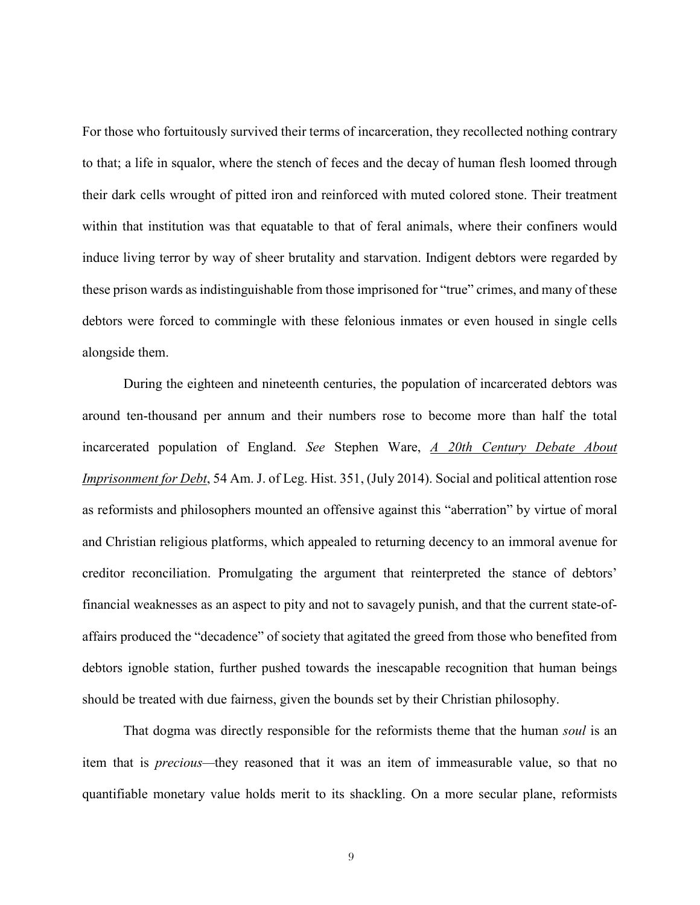For those who fortuitously survived their terms of incarceration, they recollected nothing contrary to that; a life in squalor, where the stench of feces and the decay of human flesh loomed through their dark cells wrought of pitted iron and reinforced with muted colored stone. Their treatment within that institution was that equatable to that of feral animals, where their confiners would induce living terror by way of sheer brutality and starvation. Indigent debtors were regarded by these prison wards as indistinguishable from those imprisoned for "true" crimes, and many of these debtors were forced to commingle with these felonious inmates or even housed in single cells alongside them.

During the eighteen and nineteenth centuries, the population of incarcerated debtors was around ten-thousand per annum and their numbers rose to become more than half the total incarcerated population of England. *See* Stephen Ware, *A 20th Century Debate About Imprisonment for Debt*, 54 Am. J. of Leg. Hist. 351, (July 2014). Social and political attention rose as reformists and philosophers mounted an offensive against this "aberration" by virtue of moral and Christian religious platforms, which appealed to returning decency to an immoral avenue for creditor reconciliation. Promulgating the argument that reinterpreted the stance of debtors' financial weaknesses as an aspect to pity and not to savagely punish, and that the current state-of-affairs produced the "decadence" of society that agitated the greed from those who benefited from debtors ignoble station, further pushed towards the inescapable recognition that human beings should be treated with due fairness, given the bounds set by their Christian philosophy.

That dogma was directly responsible for the reformists theme that the human *soul* is an item that is *precious*—they reasoned that it was an item of immeasurable value, so that no quantifiable monetary value holds merit to its shackling. On a more secular plane, reformists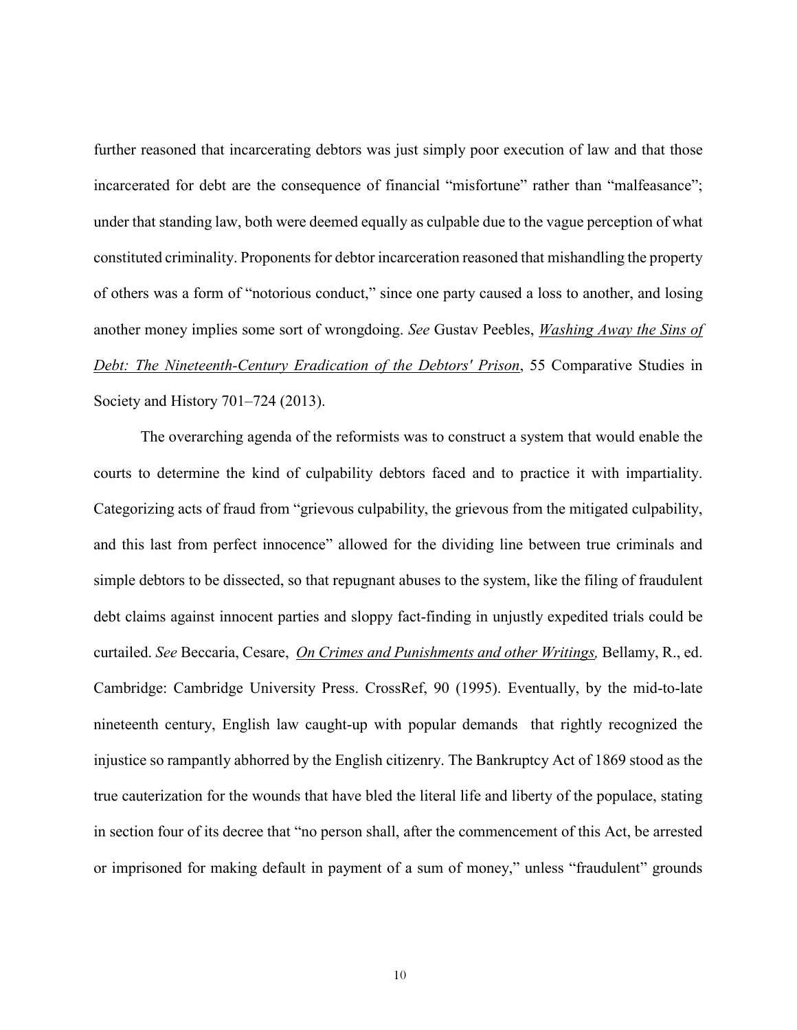further reasoned that incarcerating debtors was just simply poor execution of law and that those incarcerated for debt are the consequence of financial "misfortune" rather than "malfeasance"; under that standing law, both were deemed equally as culpable due to the vague perception of what constituted criminality. Proponents for debtor incarceration reasoned that mishandling the property of others was a form of "notorious conduct," since one party caused a loss to another, and losing another money implies some sort of wrongdoing. *See* Gustav Peebles, <u>Washing Away the Sins of Debt: The Nineteenth-Century Eradication of the Debtors' Prison</u>, 55 Comparative Studies in Society and History 701–724 (2013).

The overarching agenda of the reformists was to construct a system that would enable the courts to determine the kind of culpability debtors faced and to practice it with impartiality. Categorizing acts of fraud from "grievous culpability, the grievous from the mitigated culpability, and this last from perfect innocence" allowed for the dividing line between true criminals and simple debtors to be dissected, so that repugnant abuses to the system, like the filing of fraudulent debt claims against innocent parties and sloppy fact-finding in unjustly expedited trials could be curtailed. *See* Beccaria, Cesare, *<u>On Crimes and Punishments and other Writings</u>,* Bellamy, R., ed. Cambridge: Cambridge University Press. CrossRef, 90 (1995). Eventually, by the mid-to-late nineteenth century, English law caught-up with popular demands that rightly recognized the injustice so rampantly abhorred by the English citizenry. The Bankruptcy Act of 1869 stood as the true cauterization for the wounds that have bled the literal life and liberty of the populace, stating in section four of its decree that "no person shall, after the commencement of this Act, be arrested or imprisoned for making default in payment of a sum of money," unless "fraudulent" grounds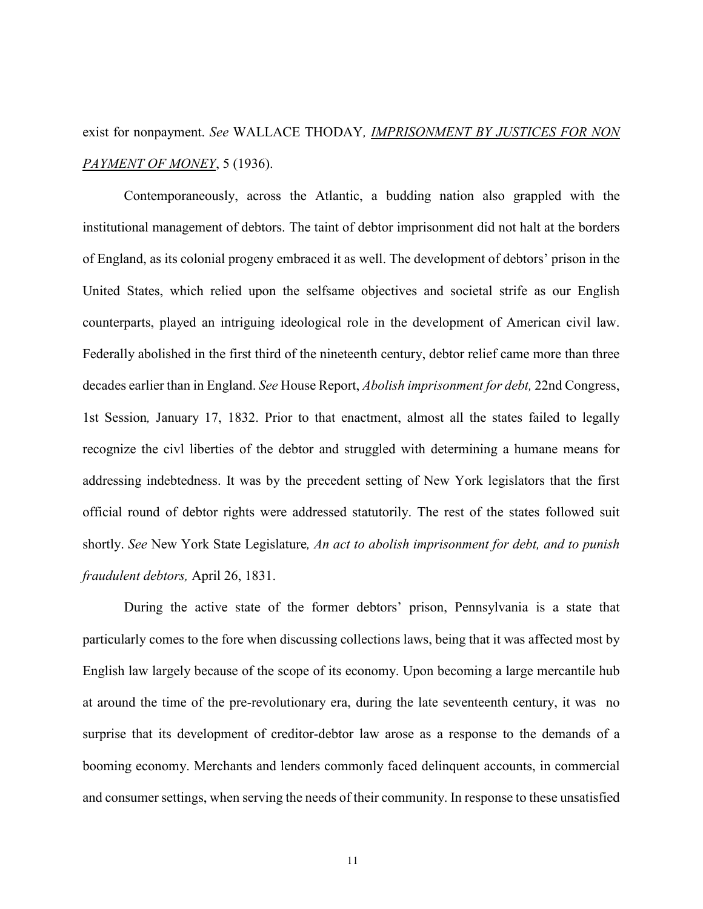exist for nonpayment. *See* WALLACE THODAY*, IMPRISONMENT BY JUSTICES FOR NON PAYMENT OF MONEY*, 5 (1936).

Contemporaneously, across the Atlantic, a budding nation also grappled with the institutional management of debtors. The taint of debtor imprisonment did not halt at the borders of England, as its colonial progeny embraced it as well. The development of debtors' prison in the United States, which relied upon the selfsame objectives and societal strife as our English counterparts, played an intriguing ideological role in the development of American civil law. Federally abolished in the first third of the nineteenth century, debtor relief came more than three decades earlier than in England. *See* House Report, *Abolish imprisonment for debt,* 22nd Congress, 1st Session*,* January 17, 1832. Prior to that enactment, almost all the states failed to legally recognize the civl liberties of the debtor and struggled with determining a humane means for addressing indebtedness. It was by the precedent setting of New York legislators that the first official round of debtor rights were addressed statutorily. The rest of the states followed suit shortly. *See* New York State Legislature*, An act to abolish imprisonment for debt, and to punish fraudulent debtors,* April 26, 1831.

During the active state of the former debtors' prison, Pennsylvania is a state that particularly comes to the fore when discussing collections laws, being that it was affected most by English law largely because of the scope of its economy. Upon becoming a large mercantile hub at around the time of the pre-revolutionary era, during the late seventeenth century, it was no surprise that its development of creditor-debtor law arose as a response to the demands of a booming economy. Merchants and lenders commonly faced delinquent accounts, in commercial and consumer settings, when serving the needs of their community. In response to these unsatisfied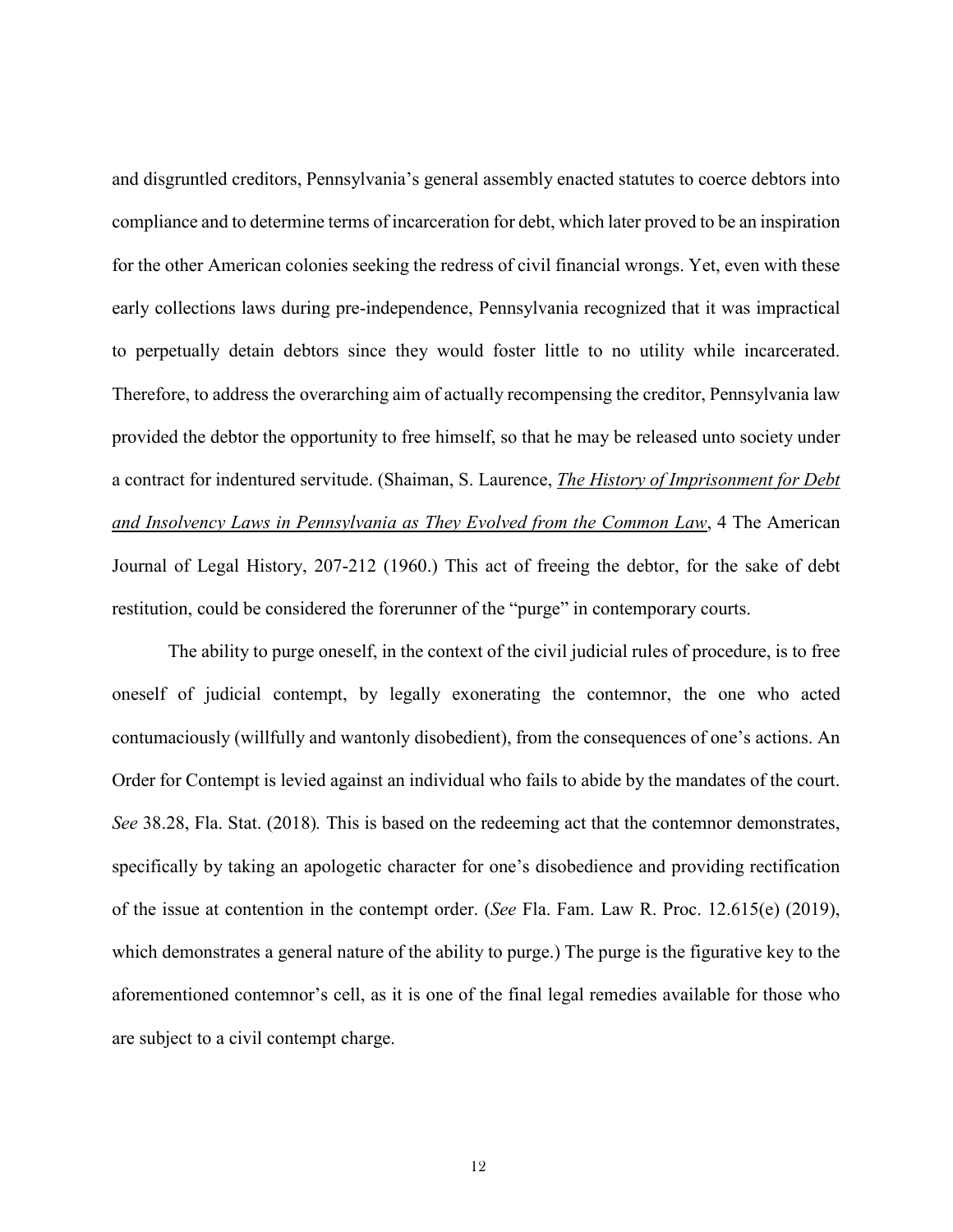and disgruntled creditors, Pennsylvania's general assembly enacted statutes to coerce debtors into compliance and to determine terms of incarceration for debt, which later proved to be an inspiration for the other American colonies seeking the redress of civil financial wrongs. Yet, even with these early collections laws during pre-independence, Pennsylvania recognized that it was impractical to perpetually detain debtors since they would foster little to no utility while incarcerated. Therefore, to address the overarching aim of actually recompensing the creditor, Pennsylvania law provided the debtor the opportunity to free himself, so that he may be released unto society under a contract for indentured servitude. (Shaiman, S. Laurence, *The History of Imprisonment for Debt and Insolvency Laws in Pennsylvania as They Evolved from the Common Law*, 4 The American Journal of Legal History, 207-212 (1960.) This act of freeing the debtor, for the sake of debt restitution, could be considered the forerunner of the "purge" in contemporary courts.

The ability to purge oneself, in the context of the civil judicial rules of procedure, is to free oneself of judicial contempt, by legally exonerating the contemnor, the one who acted contumaciously (willfully and wantonly disobedient), from the consequences of one's actions. An Order for Contempt is levied against an individual who fails to abide by the mandates of the court. *See* 38.28, Fla. Stat. (2018)*.* This is based on the redeeming act that the contemnor demonstrates, specifically by taking an apologetic character for one's disobedience and providing rectification of the issue at contention in the contempt order. (*See* Fla. Fam. Law R. Proc. 12.615(e) (2019), which demonstrates a general nature of the ability to purge.) The purge is the figurative key to the aforementioned contemnor's cell, as it is one of the final legal remedies available for those who are subject to a civil contempt charge.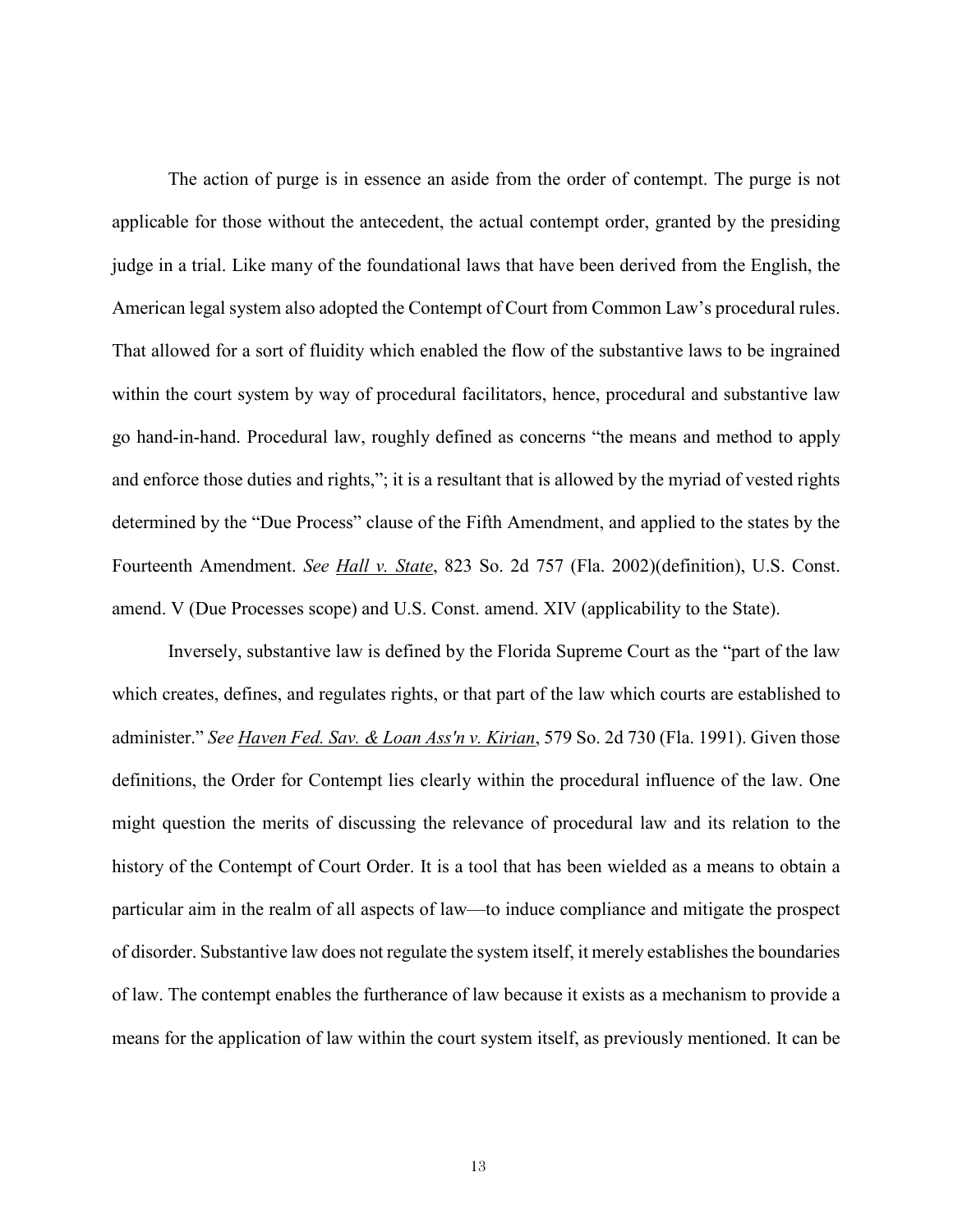The action of purge is in essence an aside from the order of contempt. The purge is not applicable for those without the antecedent, the actual contempt order, granted by the presiding judge in a trial. Like many of the foundational laws that have been derived from the English, the American legal system also adopted the Contempt of Court from Common Law's procedural rules. That allowed for a sort of fluidity which enabled the flow of the substantive laws to be ingrained within the court system by way of procedural facilitators, hence, procedural and substantive law go hand-in-hand. Procedural law, roughly defined as concerns "the means and method to apply and enforce those duties and rights,"; it is a resultant that is allowed by the myriad of vested rights determined by the "Due Process" clause of the Fifth Amendment, and applied to the states by the Fourteenth Amendment. *See* Hall v. State, 823 So. 2d 757 (Fla. 2002)(definition), U.S. Const. amend. V (Due Processes scope) and U.S. Const. amend. XIV (applicability to the State).

Inversely, substantive law is defined by the Florida Supreme Court as the "part of the law which creates, defines, and regulates rights, or that part of the law which courts are established to administer." *See* Haven Fed. Sav. & Loan Ass'n v. Kirian, 579 So. 2d 730 (Fla. 1991). Given those definitions, the Order for Contempt lies clearly within the procedural influence of the law. One might question the merits of discussing the relevance of procedural law and its relation to the history of the Contempt of Court Order. It is a tool that has been wielded as a means to obtain a particular aim in the realm of all aspects of law—to induce compliance and mitigate the prospect of disorder. Substantive law does not regulate the system itself, it merely establishes the boundaries of law. The contempt enables the furtherance of law because it exists as a mechanism to provide a means for the application of law within the court system itself, as previously mentioned. It can be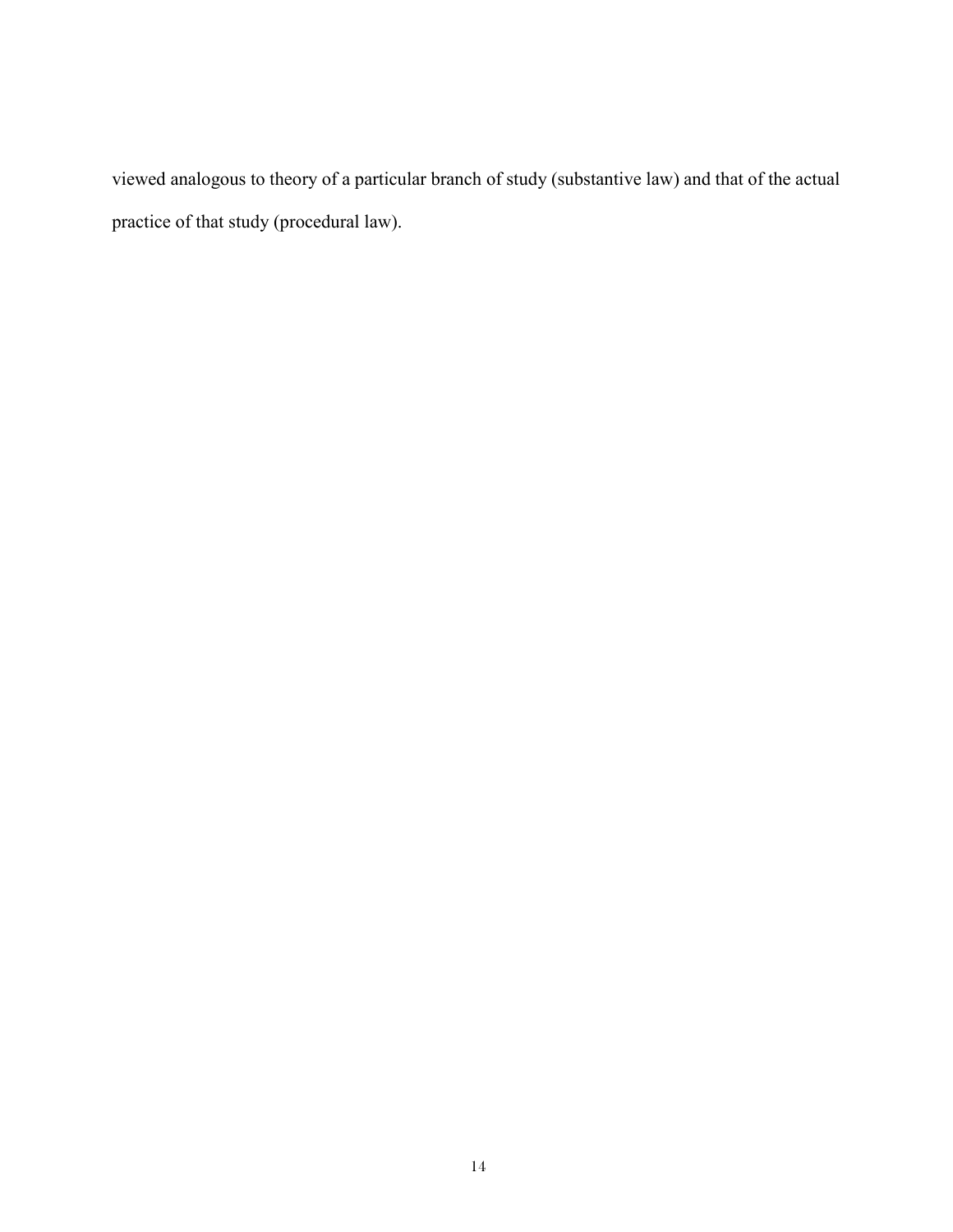viewed analogous to theory of a particular branch of study (substantive law) and that of the actual practice of that study (procedural law).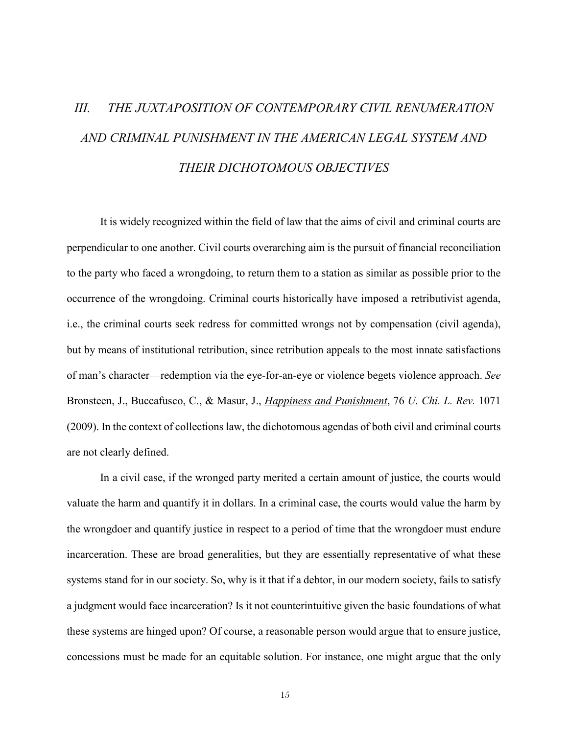## *III. THE JUXTAPOSITION OF CONTEMPORARY CIVIL RENUMERATION AND CRIMINAL PUNISHMENT IN THE AMERICAN LEGAL SYSTEM AND THEIR DICHOTOMOUS OBJECTIVES*

It is widely recognized within the field of law that the aims of civil and criminal courts are perpendicular to one another. Civil courts overarching aim is the pursuit of financial reconciliation to the party who faced a wrongdoing, to return them to a station as similar as possible prior to the occurrence of the wrongdoing. Criminal courts historically have imposed a retributivist agenda, i.e., the criminal courts seek redress for committed wrongs not by compensation (civil agenda), but by means of institutional retribution, since retribution appeals to the most innate satisfactions of man's character—redemption via the eye-for-an-eye or violence begets violence approach. *See* Bronsteen, J., Buccafusco, C., & Masur, J., ***Happiness and Punishment***, 76 *U. Chi. L. Rev.* 1071 (2009). In the context of collections law, the dichotomous agendas of both civil and criminal courts are not clearly defined.

In a civil case, if the wronged party merited a certain amount of justice, the courts would valuate the harm and quantify it in dollars. In a criminal case, the courts would value the harm by the wrongdoer and quantify justice in respect to a period of time that the wrongdoer must endure incarceration. These are broad generalities, but they are essentially representative of what these systems stand for in our society. So, why is it that if a debtor, in our modern society, fails to satisfy a judgment would face incarceration? Is it not counterintuitive given the basic foundations of what these systems are hinged upon? Of course, a reasonable person would argue that to ensure justice, concessions must be made for an equitable solution. For instance, one might argue that the only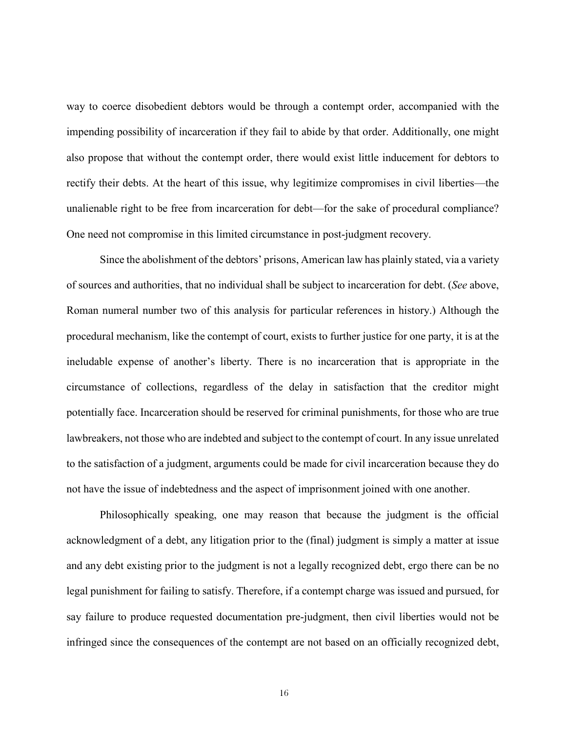way to coerce disobedient debtors would be through a contempt order, accompanied with the impending possibility of incarceration if they fail to abide by that order. Additionally, one might also propose that without the contempt order, there would exist little inducement for debtors to rectify their debts. At the heart of this issue, why legitimize compromises in civil liberties—the unalienable right to be free from incarceration for debt—for the sake of procedural compliance? One need not compromise in this limited circumstance in post-judgment recovery.

Since the abolishment of the debtors' prisons, American law has plainly stated, via a variety of sources and authorities, that no individual shall be subject to incarceration for debt. (*See* above, Roman numeral number two of this analysis for particular references in history.) Although the procedural mechanism, like the contempt of court, exists to further justice for one party, it is at the ineludable expense of another's liberty. There is no incarceration that is appropriate in the circumstance of collections, regardless of the delay in satisfaction that the creditor might potentially face. Incarceration should be reserved for criminal punishments, for those who are true lawbreakers, not those who are indebted and subject to the contempt of court. In any issue unrelated to the satisfaction of a judgment, arguments could be made for civil incarceration because they do not have the issue of indebtedness and the aspect of imprisonment joined with one another.

Philosophically speaking, one may reason that because the judgment is the official acknowledgment of a debt, any litigation prior to the (final) judgment is simply a matter at issue and any debt existing prior to the judgment is not a legally recognized debt, ergo there can be no legal punishment for failing to satisfy. Therefore, if a contempt charge was issued and pursued, for say failure to produce requested documentation pre-judgment, then civil liberties would not be infringed since the consequences of the contempt are not based on an officially recognized debt,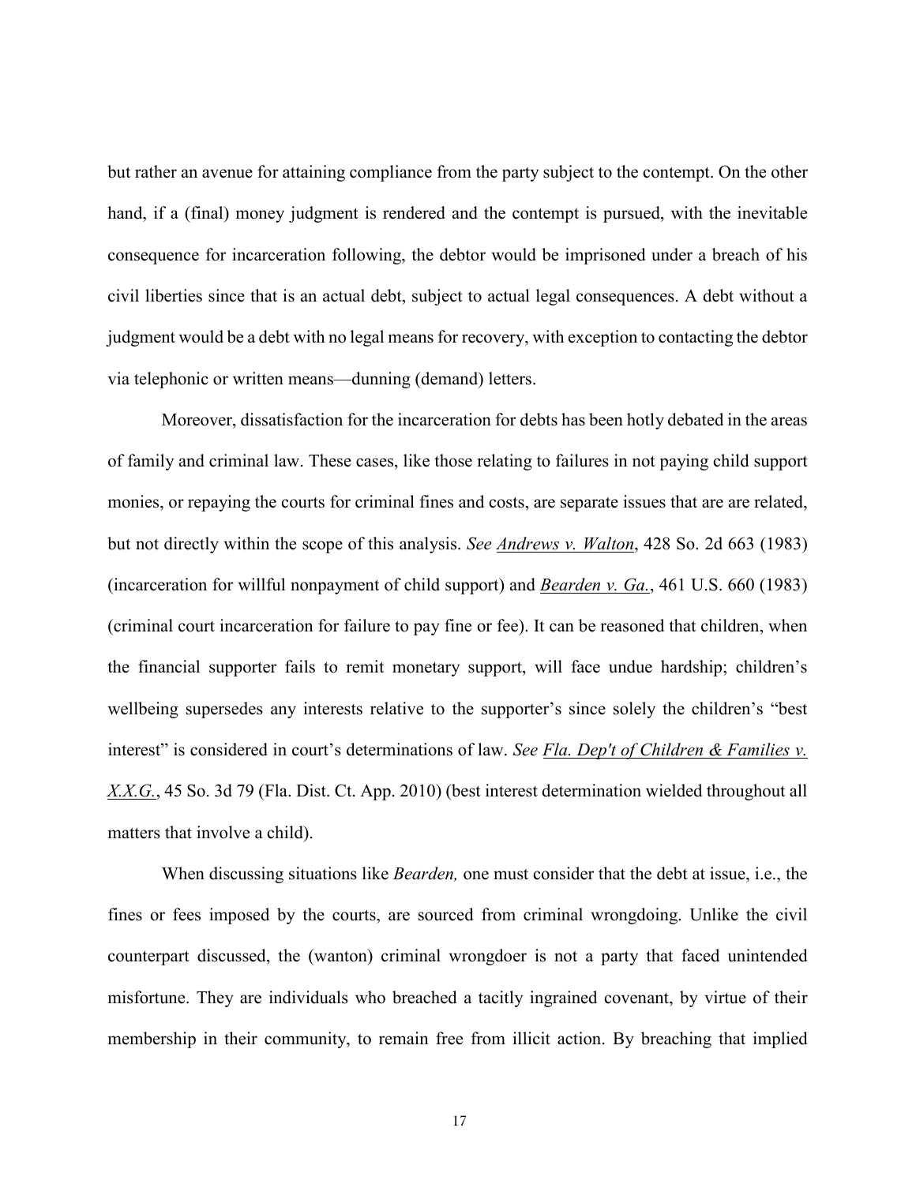but rather an avenue for attaining compliance from the party subject to the contempt. On the other hand, if a (final) money judgment is rendered and the contempt is pursued, with the inevitable consequence for incarceration following, the debtor would be imprisoned under a breach of his civil liberties since that is an actual debt, subject to actual legal consequences. A debt without a judgment would be a debt with no legal means for recovery, with exception to contacting the debtor via telephonic or written means—dunning (demand) letters.

Moreover, dissatisfaction for the incarceration for debts has been hotly debated in the areas of family and criminal law. These cases, like those relating to failures in not paying child support monies, or repaying the courts for criminal fines and costs, are separate issues that are are related, but not directly within the scope of this analysis. *See* *Andrews v. Walton*, 428 So. 2d 663 (1983) (incarceration for willful nonpayment of child support) and *Bearden v. Ga.*, 461 U.S. 660 (1983) (criminal court incarceration for failure to pay fine or fee). It can be reasoned that children, when the financial supporter fails to remit monetary support, will face undue hardship; children's wellbeing supersedes any interests relative to the supporter's since solely the children's "best interest" is considered in court's determinations of law. *See* Fla. Dep't of Children & Families v. X.X.G., 45 So. 3d 79 (Fla. Dist. Ct. App. 2010) (best interest determination wielded throughout all matters that involve a child).

When discussing situations like *Bearden,* one must consider that the debt at issue, i.e., the fines or fees imposed by the courts, are sourced from criminal wrongdoing. Unlike the civil counterpart discussed, the (wanton) criminal wrongdoer is not a party that faced unintended misfortune. They are individuals who breached a tacitly ingrained covenant, by virtue of their membership in their community, to remain free from illicit action. By breaching that implied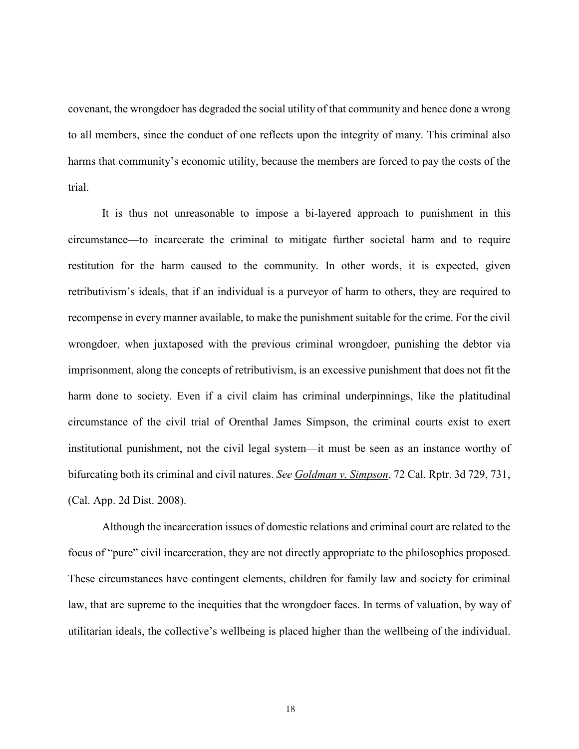covenant, the wrongdoer has degraded the social utility of that community and hence done a wrong to all members, since the conduct of one reflects upon the integrity of many. This criminal also harms that community's economic utility, because the members are forced to pay the costs of the trial.

It is thus not unreasonable to impose a bi-layered approach to punishment in this circumstance—to incarcerate the criminal to mitigate further societal harm and to require restitution for the harm caused to the community. In other words, it is expected, given retributivism's ideals, that if an individual is a purveyor of harm to others, they are required to recompense in every manner available, to make the punishment suitable for the crime. For the civil wrongdoer, when juxtaposed with the previous criminal wrongdoer, punishing the debtor via imprisonment, along the concepts of retributivism, is an excessive punishment that does not fit the harm done to society. Even if a civil claim has criminal underpinnings, like the platitudinal circumstance of the civil trial of Orenthal James Simpson, the criminal courts exist to exert institutional punishment, not the civil legal system—it must be seen as an instance worthy of bifurcating both its criminal and civil natures. *See Goldman v. Simpson*, 72 Cal. Rptr. 3d 729, 731, (Cal. App. 2d Dist. 2008).

Although the incarceration issues of domestic relations and criminal court are related to the focus of "pure" civil incarceration, they are not directly appropriate to the philosophies proposed. These circumstances have contingent elements, children for family law and society for criminal law, that are supreme to the inequities that the wrongdoer faces. In terms of valuation, by way of utilitarian ideals, the collective's wellbeing is placed higher than the wellbeing of the individual.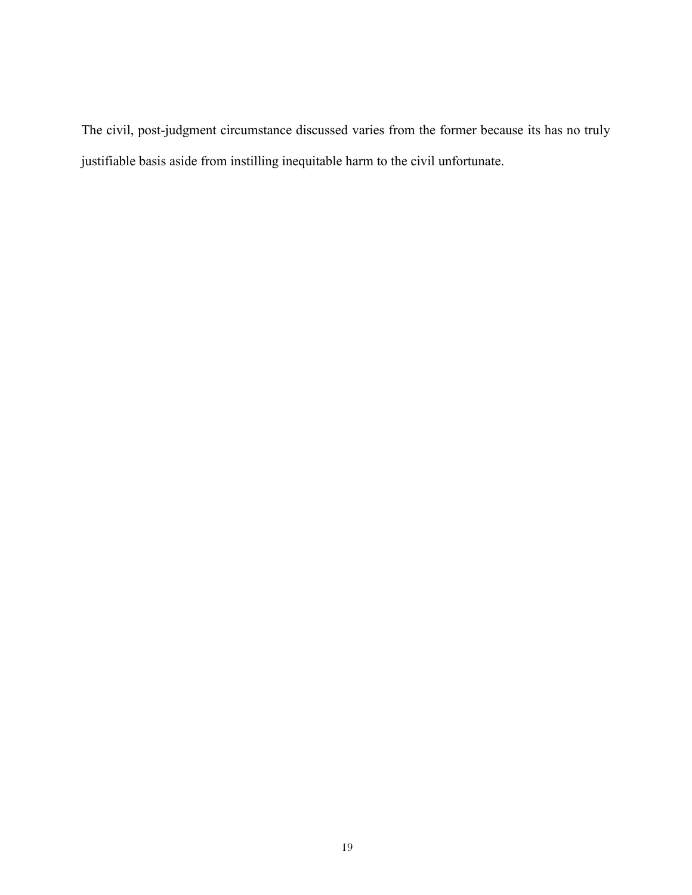The civil, post-judgment circumstance discussed varies from the former because its has no truly justifiable basis aside from instilling inequitable harm to the civil unfortunate.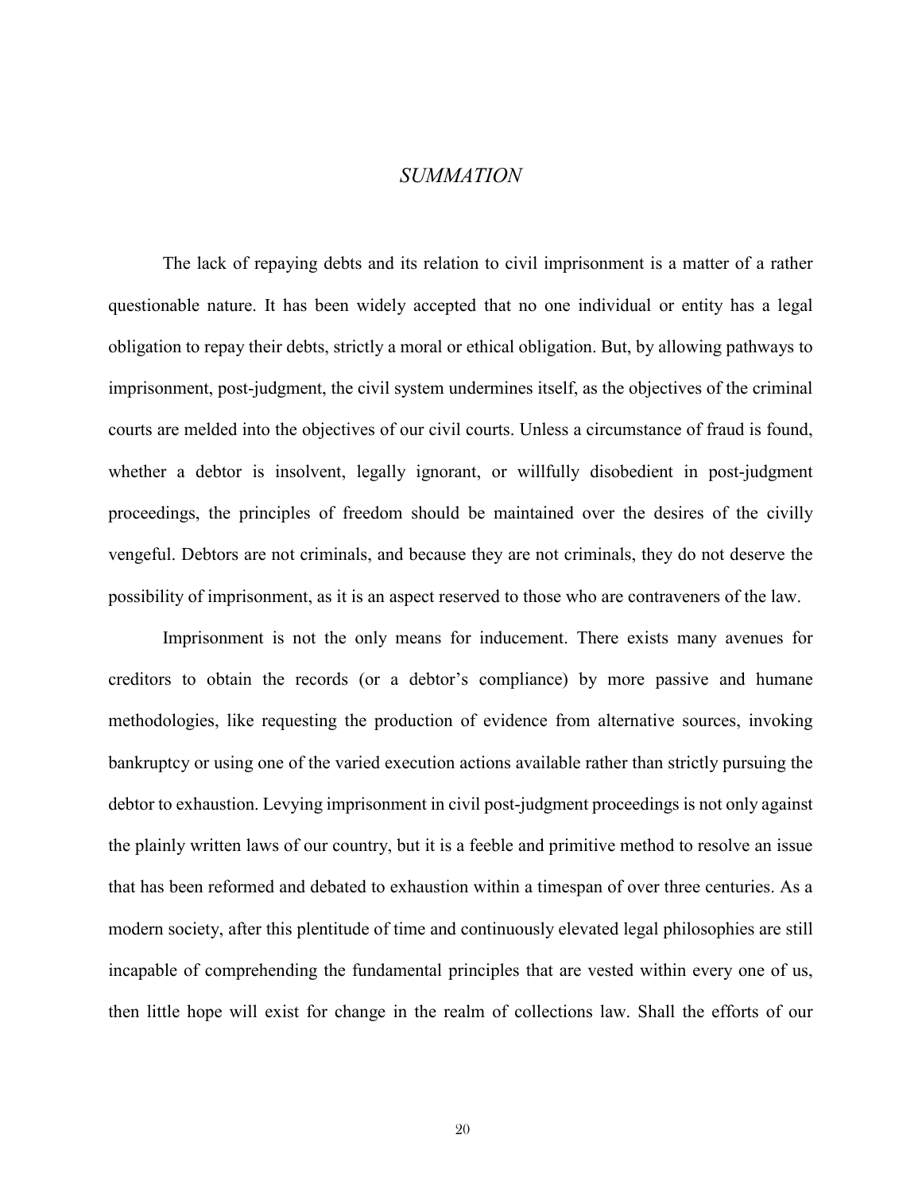## *SUMMATION*

The lack of repaying debts and its relation to civil imprisonment is a matter of a rather questionable nature. It has been widely accepted that no one individual or entity has a legal obligation to repay their debts, strictly a moral or ethical obligation. But, by allowing pathways to imprisonment, post-judgment, the civil system undermines itself, as the objectives of the criminal courts are melded into the objectives of our civil courts. Unless a circumstance of fraud is found, whether a debtor is insolvent, legally ignorant, or willfully disobedient in post-judgment proceedings, the principles of freedom should be maintained over the desires of the civilly vengeful. Debtors are not criminals, and because they are not criminals, they do not deserve the possibility of imprisonment, as it is an aspect reserved to those who are contraveners of the law.

Imprisonment is not the only means for inducement. There exists many avenues for creditors to obtain the records (or a debtor's compliance) by more passive and humane methodologies, like requesting the production of evidence from alternative sources, invoking bankruptcy or using one of the varied execution actions available rather than strictly pursuing the debtor to exhaustion. Levying imprisonment in civil post-judgment proceedings is not only against the plainly written laws of our country, but it is a feeble and primitive method to resolve an issue that has been reformed and debated to exhaustion within a timespan of over three centuries. As a modern society, after this plentitude of time and continuously elevated legal philosophies are still incapable of comprehending the fundamental principles that are vested within every one of us, then little hope will exist for change in the realm of collections law. Shall the efforts of our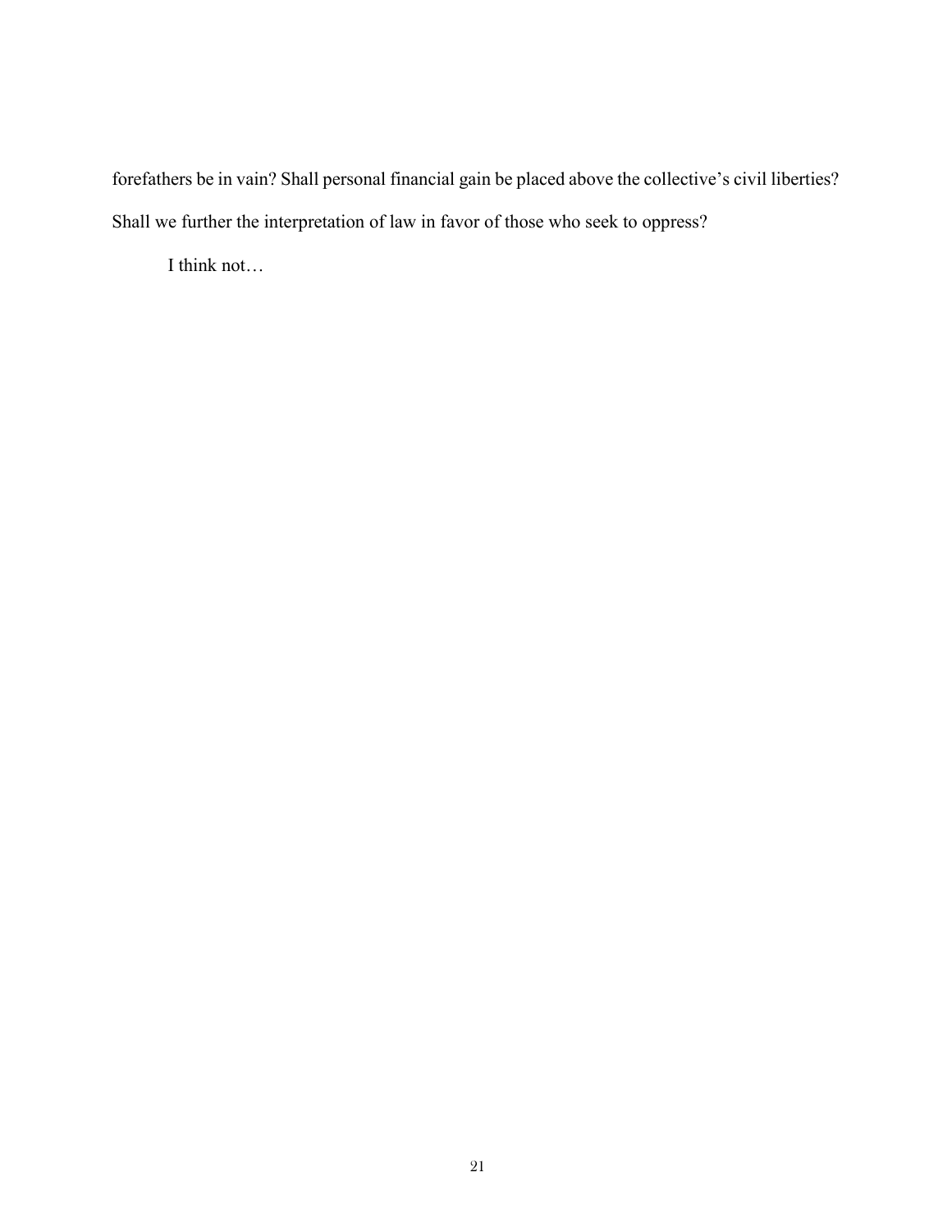forefathers be in vain? Shall personal financial gain be placed above the collective's civil liberties? Shall we further the interpretation of law in favor of those who seek to oppress?

I think not…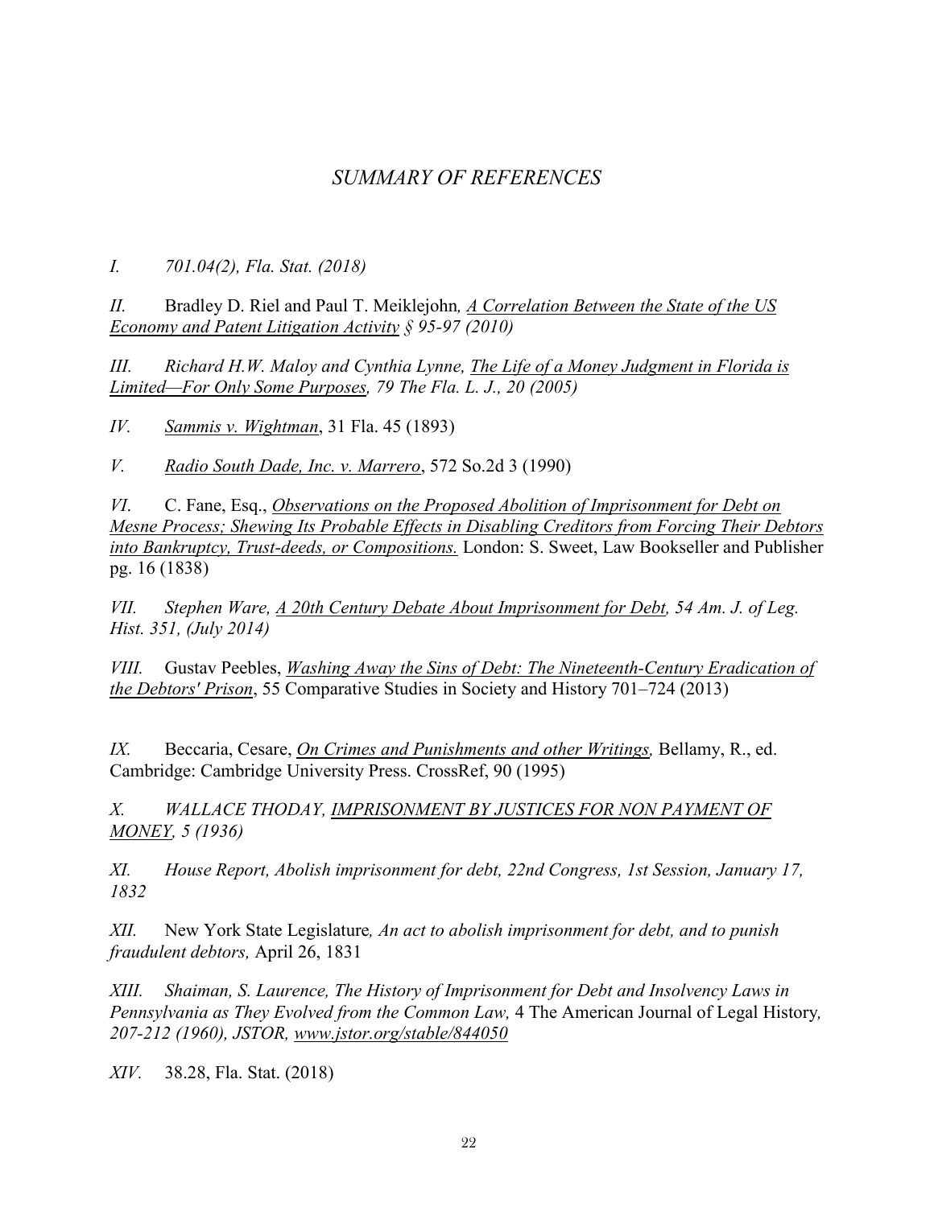# *SUMMARY OF REFERENCES*

*I. 701.04(2), Fla. Stat. (2018)*

*II.* Bradley D. Riel and Paul T. Meiklejohn*, A Correlation Between the State of the US Economy and Patent Litigation Activity § 95-97 (2010)*

*III. Richard H.W. Maloy and Cynthia Lynne, The Life of a Money Judgment in Florida is Limited—For Only Some Purposes, 79 The Fla. L. J., 20 (2005)*

*IV. Sammis v. Wightman*, 31 Fla. 45 (1893)

*V. Radio South Dade, Inc. v. Marrero*, 572 So.2d 3 (1990)

*VI*. C. Fane, Esq., *Observations on the Proposed Abolition of Imprisonment for Debt on Mesne Process; Shewing Its Probable Effects in Disabling Creditors from Forcing Their Debtors into Bankruptcy, Trust-deeds, or Compositions.* London: S. Sweet, Law Bookseller and Publisher pg. 16 (1838)

*VII. Stephen Ware, A 20th Century Debate About Imprisonment for Debt, 54 Am. J. of Leg. Hist. 351, (July 2014)*

*VIII.* Gustav Peebles, *Washing Away the Sins of Debt: The Nineteenth-Century Eradication of the Debtors' Prison*, 55 Comparative Studies in Society and History 701–724 (2013)

*IX.* Beccaria, Cesare, *On Crimes and Punishments and other Writings,* Bellamy, R., ed. Cambridge: Cambridge University Press. CrossRef, 90 (1995)

*X. WALLACE THODAY, IMPRISONMENT BY JUSTICES FOR NON PAYMENT OF MONEY, 5 (1936)*

*XI. House Report, Abolish imprisonment for debt, 22nd Congress, 1st Session, January 17, 1832*

*XII.* New York State Legislature*, An act to abolish imprisonment for debt, and to punish fraudulent debtors,* April 26, 1831

*XIII. Shaiman, S. Laurence, The History of Imprisonment for Debt and Insolvency Laws in Pennsylvania as They Evolved from the Common Law,* 4 The American Journal of Legal History*, 207-212 (1960), JSTOR, www.jstor.org/stable/844050*

*XIV.* 38.28, Fla. Stat. (2018)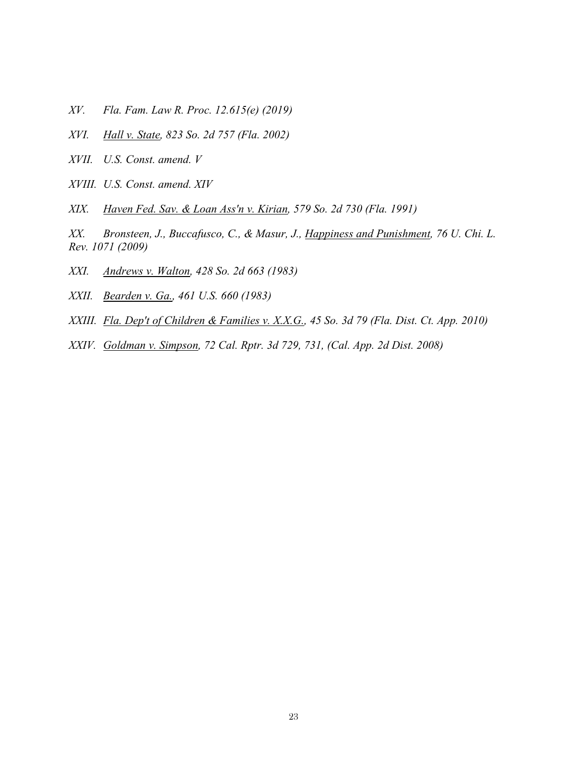*XV. Fla. Fam. Law R. Proc. 12.615(e) (2019)*

*XVI. Hall v. State, 823 So. 2d 757 (Fla. 2002)*

*XVII. U.S. Const. amend. V*

*XVIII. U.S. Const. amend. XIV*

*XIX. Haven Fed. Sav. & Loan Ass'n v. Kirian, 579 So. 2d 730 (Fla. 1991)*

*XX. Bronsteen, J., Buccafusco, C., & Masur, J., Happiness and Punishment, 76 U. Chi. L. Rev. 1071 (2009)*

*XXI. Andrews v. Walton, 428 So. 2d 663 (1983)*

*XXII. Bearden v. Ga., 461 U.S. 660 (1983)*

*XXIII. Fla. Dep't of Children & Families v. X.X.G., 45 So. 3d 79 (Fla. Dist. Ct. App. 2010)*

*XXIV. Goldman v. Simpson, 72 Cal. Rptr. 3d 729, 731, (Cal. App. 2d Dist. 2008)*